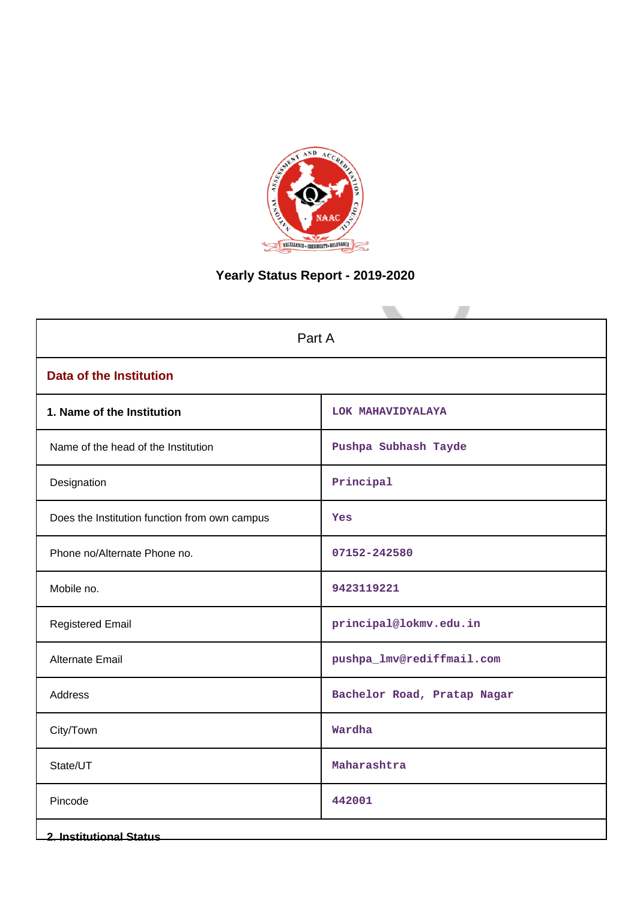# Yearly Status Report - 2019-2020

| Part A | |
|---|---|
| **Data of the Institution** | |
| **1. Name of the Institution** | LOK MAHAVIDYALAYA |
| Name of the head of the Institution | Pushpa Subhash Tayde |
| Designation | Principal |
| Does the Institution function from own campus | Yes |
| Phone no/Alternate Phone no. | 07152-242580 |
| Mobile no. | 9423119221 |
| Registered Email | principal@lokmv.edu.in |
| Alternate Email | pushpa_lmv@rediffmail.com |
| Address | Bachelor Road, Pratap Nagar |
| City/Town | Wardha |
| State/UT | Maharashtra |
| Pincode | 442001 |

**2. Institutional Status**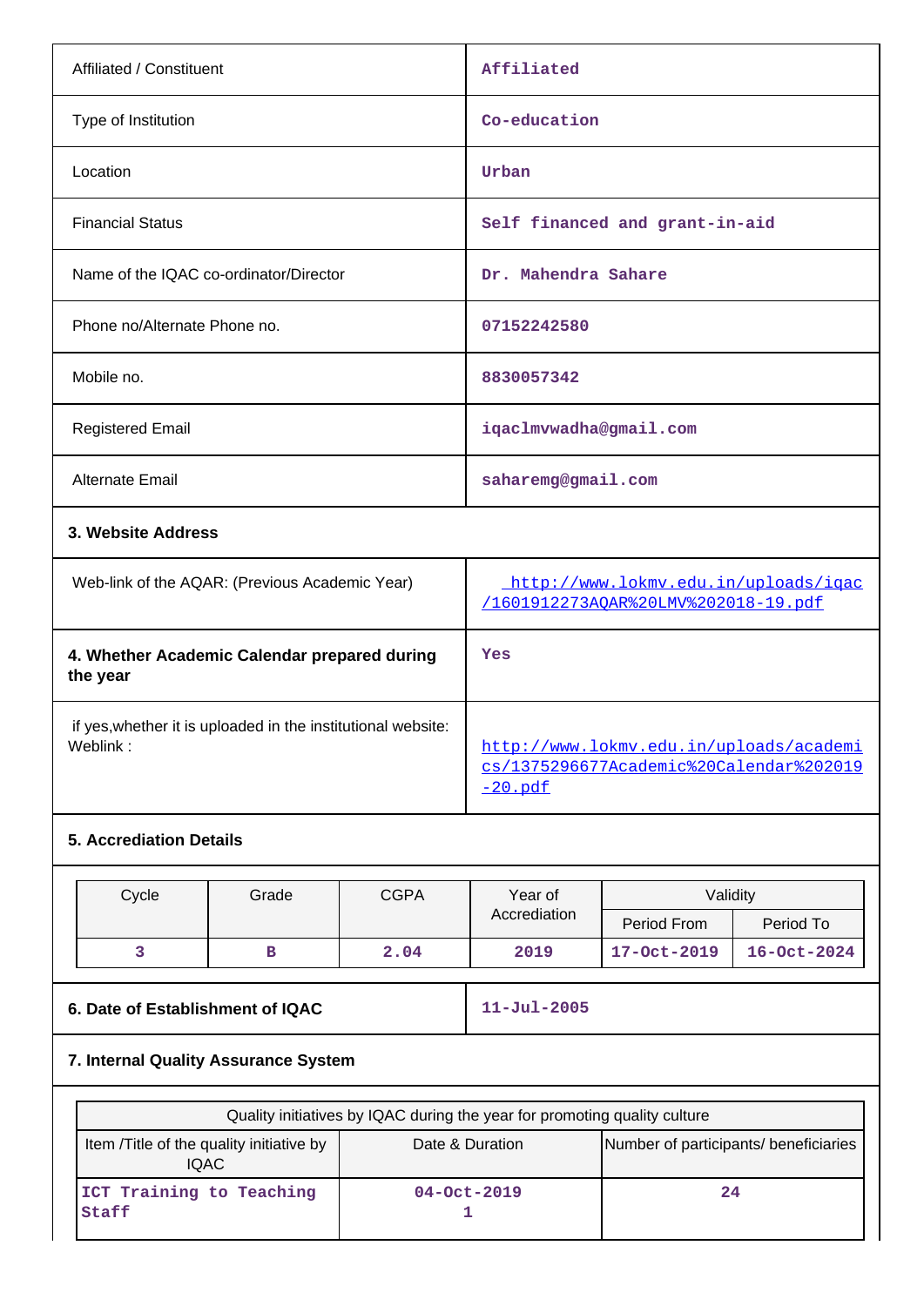| | |
|---|---|
| Affiliated / Constituent | Affiliated |
| Type of Institution | Co-education |
| Location | Urban |
| Financial Status | Self financed and grant-in-aid |
| Name of the IQAC co-ordinator/Director | Dr. Mahendra Sahare |
| Phone no/Alternate Phone no. | 07152242580 |
| Mobile no. | 8830057342 |
| Registered Email | iqaclmvwadha@gmail.com |
| Alternate Email | saharemg@gmail.com |

**3. Website Address**

| | |
|---|---|
| Web-link of the AQAR: (Previous Academic Year) | http://www.lokmv.edu.in/uploads/iqac/1601912273AQAR%20LMV%202018-19.pdf |

| | |
|---|---|
| **4. Whether Academic Calendar prepared during the year** | Yes |
| if yes,whether it is uploaded in the institutional website: Weblink : | http://www.lokmv.edu.in/uploads/academics/1375296677Academic%20Calendar%202019-20.pdf |

**5. Accrediation Details**

| Cycle | Grade | CGPA | Year of Accrediation | Validity | |
|---|---|---|---|---|---|
| | | | | Period From | Period To |
| 3 | B | 2.04 | 2019 | 17-Oct-2019 | 16-Oct-2024 |

| | |
|---|---|
| **6. Date of Establishment of IQAC** | 11-Jul-2005 |

**7. Internal Quality Assurance System**

| Quality initiatives by IQAC during the year for promoting quality culture | | |
|---|---|---|
| Item /Title of the quality initiative by IQAC | Date & Duration | Number of participants/ beneficiaries |
| ICT Training to Teaching Staff | 04-Oct-2019<br>1 | 24 |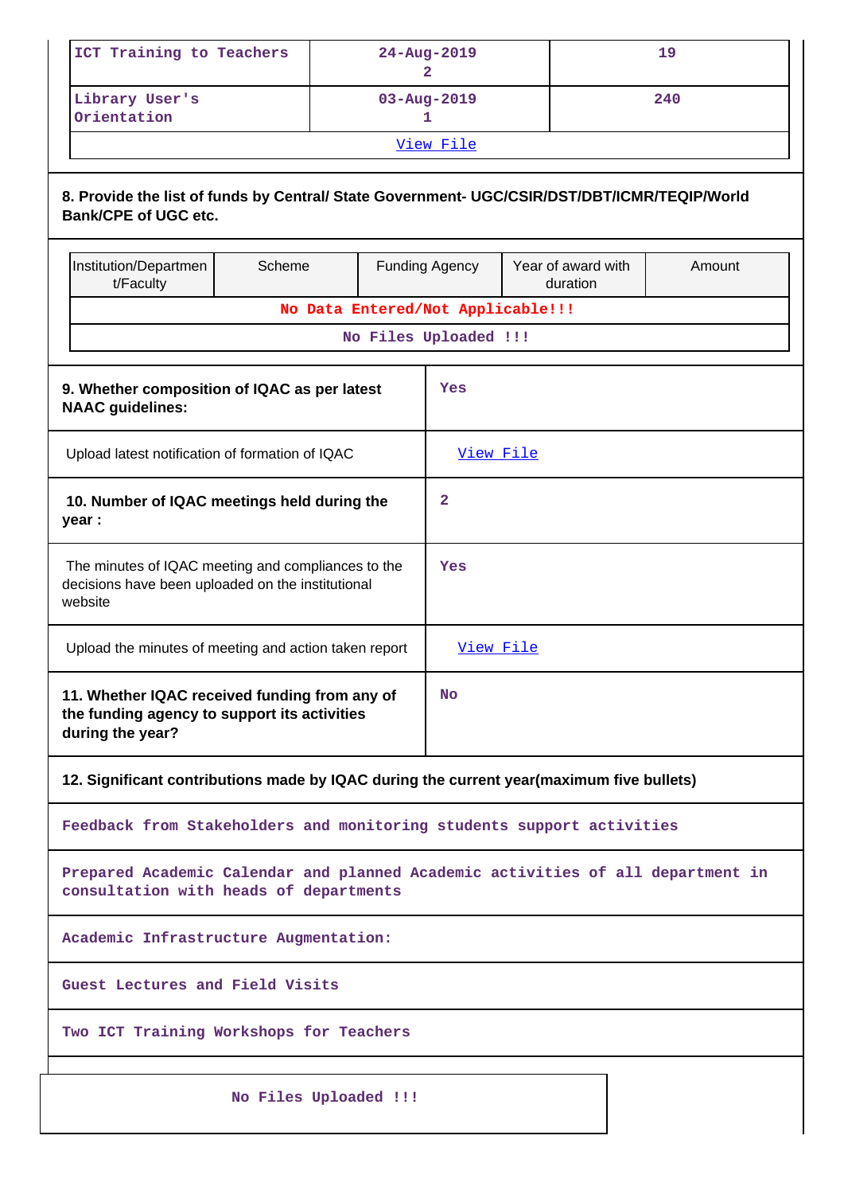| ICT Training to Teachers | 24-Aug-2019<br>2 | 19 |
|---|---|---|
| Library User's Orientation | 03-Aug-2019<br>1 | 240 |
| View File | | |

**8. Provide the list of funds by Central/ State Government- UGC/CSIR/DST/DBT/ICMR/TEQIP/World Bank/CPE of UGC etc.**

| Institution/Department/Faculty | Scheme | Funding Agency | Year of award with duration | Amount |
|---|---|---|---|---|
| No Data Entered/Not Applicable!!! | | | | |
| No Files Uploaded !!! | | | | |

| | |
|---|---|
| **9. Whether composition of IQAC as per latest NAAC guidelines:** | Yes |
| Upload latest notification of formation of IQAC | View File |
| **10. Number of IQAC meetings held during the year :** | 2 |
| The minutes of IQAC meeting and compliances to the decisions have been uploaded on the institutional website | Yes |
| Upload the minutes of meeting and action taken report | View File |
| **11. Whether IQAC received funding from any of the funding agency to support its activities during the year?** | No |

**12. Significant contributions made by IQAC during the current year(maximum five bullets)**

- Feedback from Stakeholders and monitoring students support activities
- Prepared Academic Calendar and planned Academic activities of all department in consultation with heads of departments
- Academic Infrastructure Augmentation:
- Guest Lectures and Field Visits
- Two ICT Training Workshops for Teachers

No Files Uploaded !!!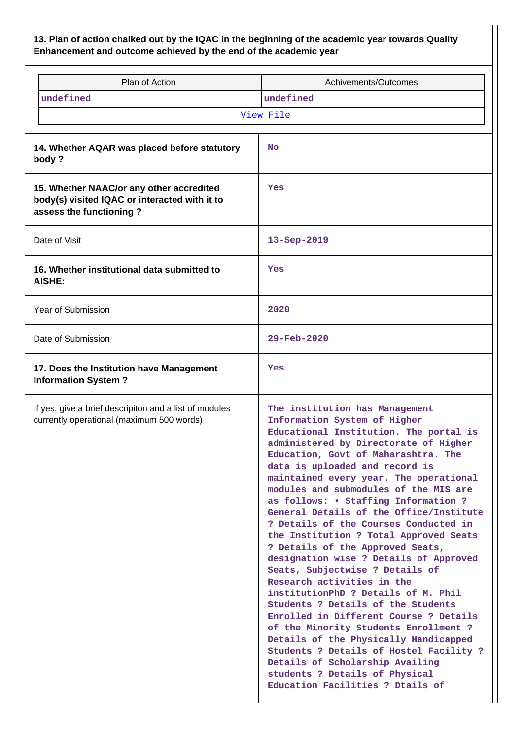**13. Plan of action chalked out by the IQAC in the beginning of the academic year towards Quality Enhancement and outcome achieved by the end of the academic year**

| Plan of Action | Achivements/Outcomes |
|---|---|
| undefined | undefined |
| View File | |

| | |
|---|---|
| **14. Whether AQAR was placed before statutory body ?** | No |
| **15. Whether NAAC/or any other accredited body(s) visited IQAC or interacted with it to assess the functioning ?** | Yes |
| Date of Visit | 13-Sep-2019 |
| **16. Whether institutional data submitted to AISHE:** | Yes |
| Year of Submission | 2020 |
| Date of Submission | 29-Feb-2020 |
| **17. Does the Institution have Management Information System ?** | Yes |
| If yes, give a brief descripiton and a list of modules currently operational (maximum 500 words) | The institution has Management Information System of Higher Educational Institution. The portal is administered by Directorate of Higher Education, Govt of Maharashtra. The data is uploaded and record is maintained every year. The operational modules and submodules of the MIS are as follows: • Staffing Information ? General Details of the Office/Institute ? Details of the Courses Conducted in the Institution ? Total Approved Seats ? Details of the Approved Seats, designation wise ? Details of Approved Seats, Subjectwise ? Details of Research activities in the institutionPhD ? Details of M. Phil Students ? Details of the Students Enrolled in Different Course ? Details of the Minority Students Enrollment ? Details of the Physically Handicapped Students ? Details of Hostel Facility ? Details of Scholarship Availing students ? Details of Physical Education Facilities ? Dtails of |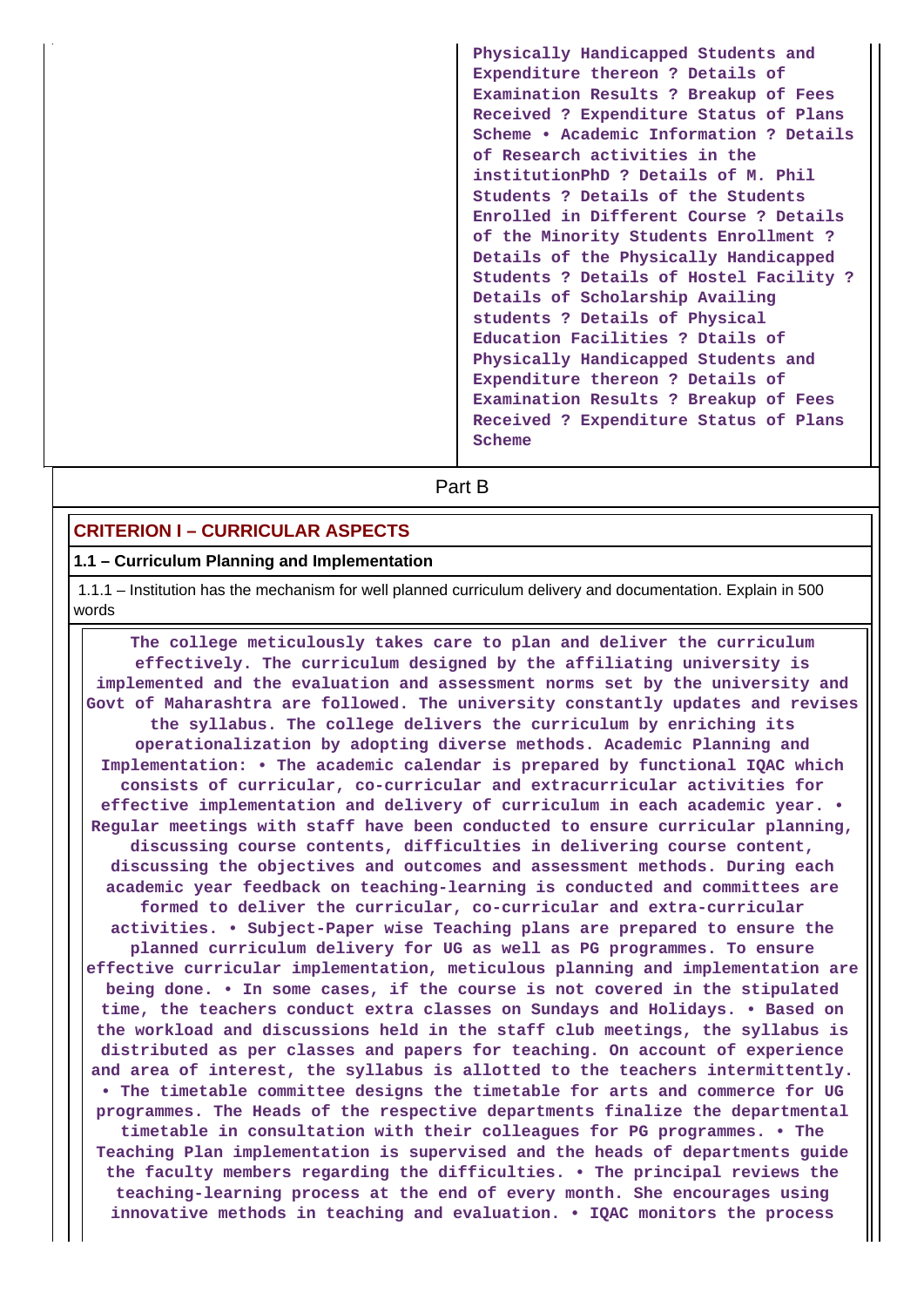| | Physically Handicapped Students and Expenditure thereon ? Details of Examination Results ? Breakup of Fees Received ? Expenditure Status of Plans Scheme • Academic Information ? Details of Research activities in the institutionPhD ? Details of M. Phil Students ? Details of the Students Enrolled in Different Course ? Details of the Minority Students Enrollment ? Details of the Physically Handicapped Students ? Details of Hostel Facility ? Details of Scholarship Availing students ? Details of Physical Education Facilities ? Dtails of Physically Handicapped Students and Expenditure thereon ? Details of Examination Results ? Breakup of Fees Received ? Expenditure Status of Plans Scheme |
|---|---|

## Part B

### CRITERION I – CURRICULAR ASPECTS

**1.1 – Curriculum Planning and Implementation**

1.1.1 – Institution has the mechanism for well planned curriculum delivery and documentation. Explain in 500 words

The college meticulously takes care to plan and deliver the curriculum effectively. The curriculum designed by the affiliating university is implemented and the evaluation and assessment norms set by the university and Govt of Maharashtra are followed. The university constantly updates and revises the syllabus. The college delivers the curriculum by enriching its operationalization by adopting diverse methods. Academic Planning and Implementation: • The academic calendar is prepared by functional IQAC which consists of curricular, co-curricular and extracurricular activities for effective implementation and delivery of curriculum in each academic year. • Regular meetings with staff have been conducted to ensure curricular planning, discussing course contents, difficulties in delivering course content, discussing the objectives and outcomes and assessment methods. During each academic year feedback on teaching-learning is conducted and committees are formed to deliver the curricular, co-curricular and extra-curricular activities. • Subject-Paper wise Teaching plans are prepared to ensure the planned curriculum delivery for UG as well as PG programmes. To ensure effective curricular implementation, meticulous planning and implementation are being done. • In some cases, if the course is not covered in the stipulated time, the teachers conduct extra classes on Sundays and Holidays. • Based on the workload and discussions held in the staff club meetings, the syllabus is distributed as per classes and papers for teaching. On account of experience and area of interest, the syllabus is allotted to the teachers intermittently. • The timetable committee designs the timetable for arts and commerce for UG programmes. The Heads of the respective departments finalize the departmental timetable in consultation with their colleagues for PG programmes. • The Teaching Plan implementation is supervised and the heads of departments guide the faculty members regarding the difficulties. • The principal reviews the teaching-learning process at the end of every month. She encourages using innovative methods in teaching and evaluation. • IQAC monitors the process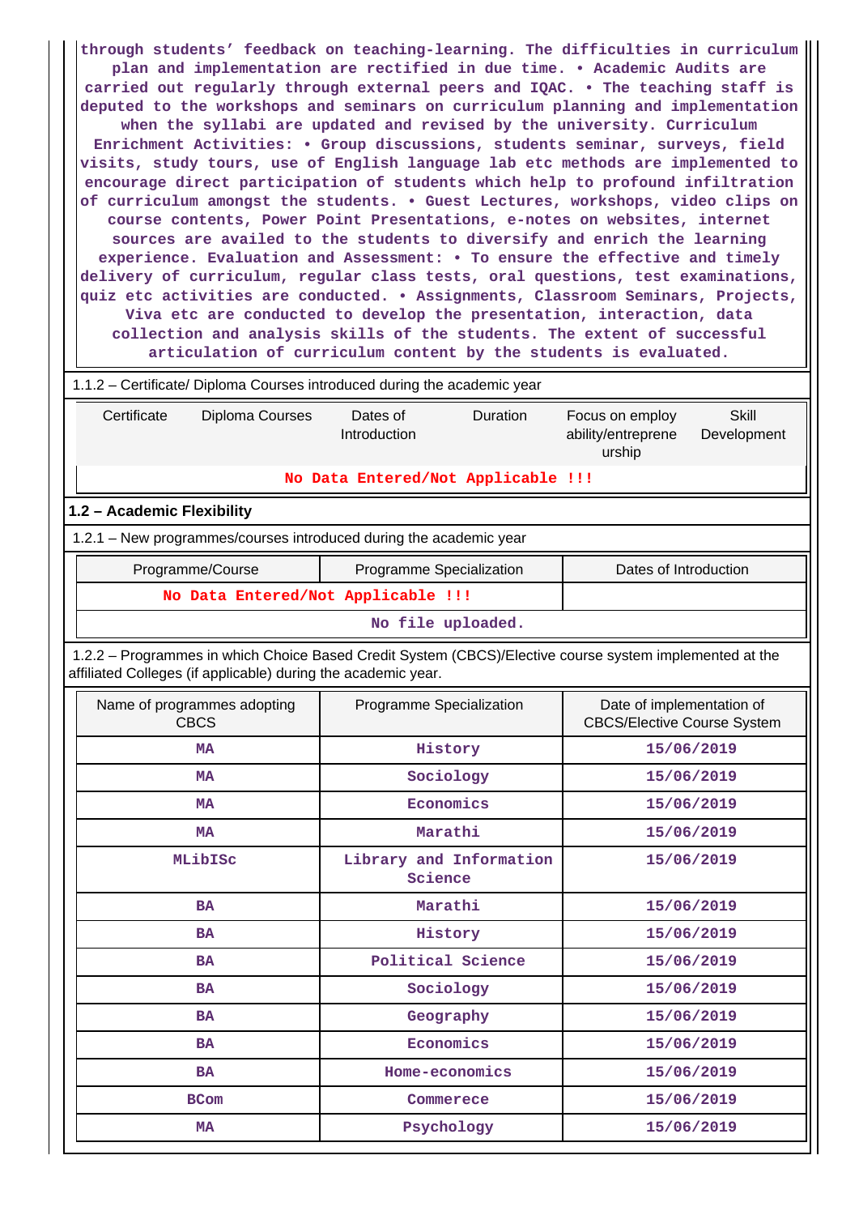through students' feedback on teaching-learning. The difficulties in curriculum plan and implementation are rectified in due time. • Academic Audits are carried out regularly through external peers and IQAC. • The teaching staff is deputed to the workshops and seminars on curriculum planning and implementation when the syllabi are updated and revised by the university. Curriculum Enrichment Activities: • Group discussions, students seminar, surveys, field visits, study tours, use of English language lab etc methods are implemented to encourage direct participation of students which help to profound infiltration of curriculum amongst the students. • Guest Lectures, workshops, video clips on course contents, Power Point Presentations, e-notes on websites, internet sources are availed to the students to diversify and enrich the learning experience. Evaluation and Assessment: • To ensure the effective and timely delivery of curriculum, regular class tests, oral questions, test examinations, quiz etc activities are conducted. • Assignments, Classroom Seminars, Projects, Viva etc are conducted to develop the presentation, interaction, data collection and analysis skills of the students. The extent of successful articulation of curriculum content by the students is evaluated.

1.1.2 – Certificate/ Diploma Courses introduced during the academic year

| Certificate | Diploma Courses | Dates of Introduction | Duration | Focus on employ ability/entrepreneurship | Skill Development |
|---|---|---|---|---|---|
| No Data Entered/Not Applicable !!! | | | | | |

## 1.2 – Academic Flexibility

1.2.1 – New programmes/courses introduced during the academic year

| Programme/Course | Programme Specialization | Dates of Introduction |
|---|---|---|
| No Data Entered/Not Applicable !!! | | |
| No file uploaded. | | |

1.2.2 – Programmes in which Choice Based Credit System (CBCS)/Elective course system implemented at the affiliated Colleges (if applicable) during the academic year.

| Name of programmes adopting CBCS | Programme Specialization | Date of implementation of CBCS/Elective Course System |
|---|---|---|
| MA | History | 15/06/2019 |
| MA | Sociology | 15/06/2019 |
| MA | Economics | 15/06/2019 |
| MA | Marathi | 15/06/2019 |
| MLibISc | Library and Information Science | 15/06/2019 |
| BA | Marathi | 15/06/2019 |
| BA | History | 15/06/2019 |
| BA | Political Science | 15/06/2019 |
| BA | Sociology | 15/06/2019 |
| BA | Geography | 15/06/2019 |
| BA | Economics | 15/06/2019 |
| BA | Home-economics | 15/06/2019 |
| BCom | Commerce | 15/06/2019 |
| MA | Psychology | 15/06/2019 |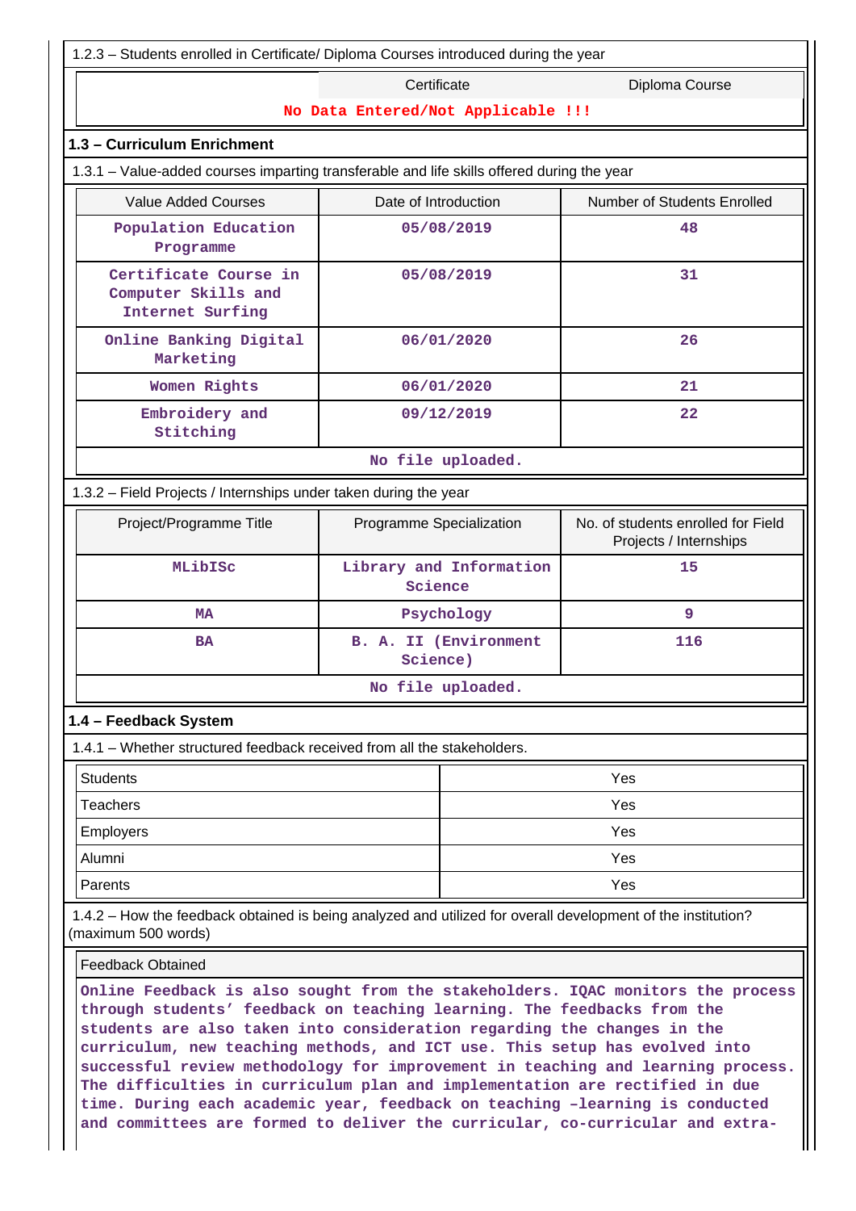1.2.3 – Students enrolled in Certificate/ Diploma Courses introduced during the year

| | Certificate | Diploma Course |
|---|---|---|
| No Data Entered/Not Applicable !!! | | |

### 1.3 – Curriculum Enrichment

1.3.1 – Value-added courses imparting transferable and life skills offered during the year

| Value Added Courses | Date of Introduction | Number of Students Enrolled |
|---|---|---|
| Population Education Programme | 05/08/2019 | 48 |
| Certificate Course in Computer Skills and Internet Surfing | 05/08/2019 | 31 |
| Online Banking Digital Marketing | 06/01/2020 | 26 |
| Women Rights | 06/01/2020 | 21 |
| Embroidery and Stitching | 09/12/2019 | 22 |

No file uploaded.

1.3.2 – Field Projects / Internships under taken during the year

| Project/Programme Title | Programme Specialization | No. of students enrolled for Field Projects / Internships |
|---|---|---|
| MLibISc | Library and Information Science | 15 |
| MA | Psychology | 9 |
| BA | B. A. II (Environment Science) | 116 |

No file uploaded.

### 1.4 – Feedback System

1.4.1 – Whether structured feedback received from all the stakeholders.

| | |
|---|---|
| Students | Yes |
| Teachers | Yes |
| Employers | Yes |
| Alumni | Yes |
| Parents | Yes |

1.4.2 – How the feedback obtained is being analyzed and utilized for overall development of the institution? (maximum 500 words)

Feedback Obtained

Online Feedback is also sought from the stakeholders. IQAC monitors the process through students' feedback on teaching learning. The feedbacks from the students are also taken into consideration regarding the changes in the curriculum, new teaching methods, and ICT use. This setup has evolved into successful review methodology for improvement in teaching and learning process. The difficulties in curriculum plan and implementation are rectified in due time. During each academic year, feedback on teaching –learning is conducted and committees are formed to deliver the curricular, co-curricular and extra-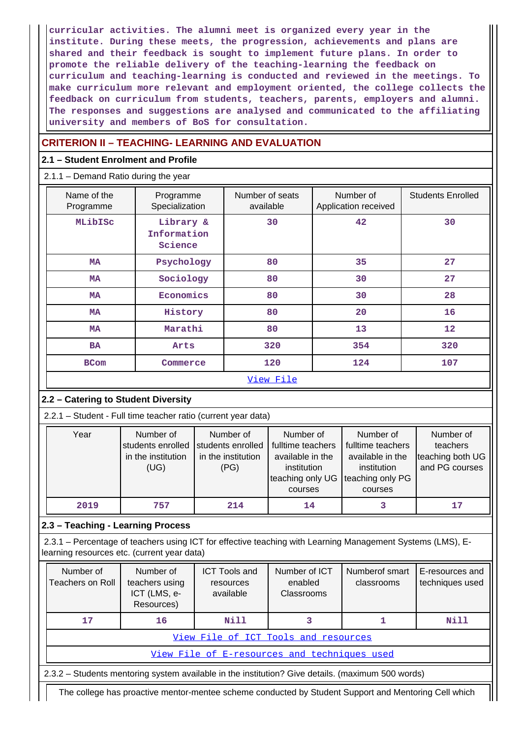curricular activities. The alumni meet is organized every year in the institute. During these meets, the progression, achievements and plans are shared and their feedback is sought to implement future plans. In order to promote the reliable delivery of the teaching-learning the feedback on curriculum and teaching-learning is conducted and reviewed in the meetings. To make curriculum more relevant and employment oriented, the college collects the feedback on curriculum from students, teachers, parents, employers and alumni. The responses and suggestions are analysed and communicated to the affiliating university and members of BoS for consultation.

## CRITERION II – TEACHING- LEARNING AND EVALUATION

### 2.1 – Student Enrolment and Profile

2.1.1 – Demand Ratio during the year

| Name of the Programme | Programme Specialization | Number of seats available | Number of Application received | Students Enrolled |
|---|---|---|---|---|
| MLibISc | Library & Information Science | 30 | 42 | 30 |
| MA | Psychology | 80 | 35 | 27 |
| MA | Sociology | 80 | 30 | 27 |
| MA | Economics | 80 | 30 | 28 |
| MA | History | 80 | 20 | 16 |
| MA | Marathi | 80 | 13 | 12 |
| BA | Arts | 320 | 354 | 320 |
| BCom | Commerce | 120 | 124 | 107 |

View File

### 2.2 – Catering to Student Diversity

2.2.1 – Student - Full time teacher ratio (current year data)

| Year | Number of students enrolled in the institution (UG) | Number of students enrolled in the institution (PG) | Number of fulltime teachers available in the institution teaching only UG courses | Number of fulltime teachers available in the institution teaching only PG courses | Number of teachers teaching both UG and PG courses |
|---|---|---|---|---|---|
| 2019 | 757 | 214 | 14 | 3 | 17 |

### 2.3 – Teaching - Learning Process

2.3.1 – Percentage of teachers using ICT for effective teaching with Learning Management Systems (LMS), E-learning resources etc. (current year data)

| Number of Teachers on Roll | Number of teachers using ICT (LMS, e-Resources) | ICT Tools and resources available | Number of ICT enabled Classrooms | Numberof smart classrooms | E-resources and techniques used |
|---|---|---|---|---|---|
| 17 | 16 | Nill | 3 | 1 | Nill |

View File of ICT Tools and resources

View File of E-resources and techniques used

2.3.2 – Students mentoring system available in the institution? Give details. (maximum 500 words)

The college has proactive mentor-mentee scheme conducted by Student Support and Mentoring Cell which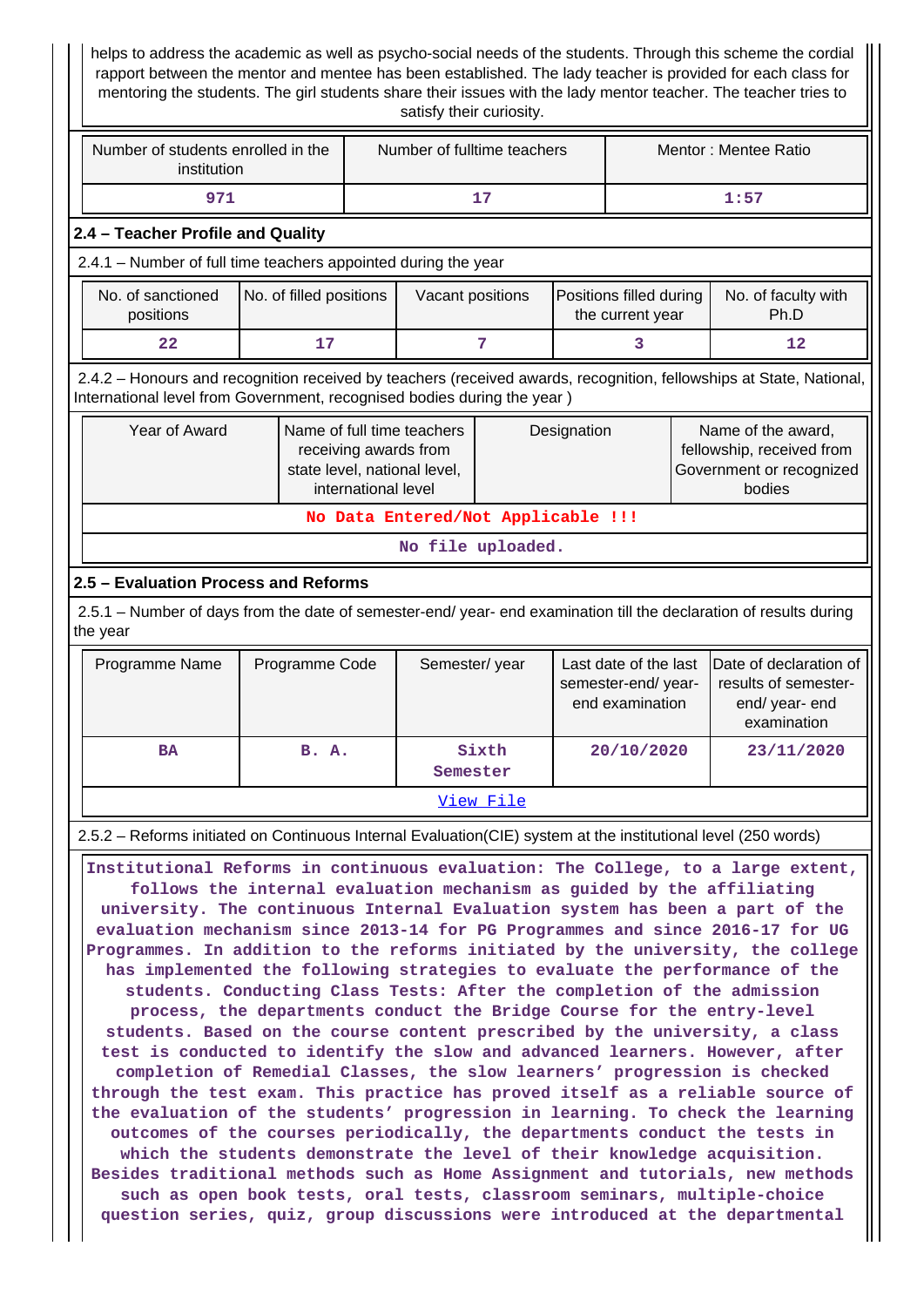helps to address the academic as well as psycho-social needs of the students. Through this scheme the cordial rapport between the mentor and mentee has been established. The lady teacher is provided for each class for mentoring the students. The girl students share their issues with the lady mentor teacher. The teacher tries to satisfy their curiosity.

| Number of students enrolled in the institution | Number of fulltime teachers | Mentor : Mentee Ratio |
|---|---|---|
| 971 | 17 | 1:57 |

### 2.4 – Teacher Profile and Quality

2.4.1 – Number of full time teachers appointed during the year

| No. of sanctioned positions | No. of filled positions | Vacant positions | Positions filled during the current year | No. of faculty with Ph.D |
|---|---|---|---|---|
| 22 | 17 | 7 | 3 | 12 |

2.4.2 – Honours and recognition received by teachers (received awards, recognition, fellowships at State, National, International level from Government, recognised bodies during the year )

| Year of Award | Name of full time teachers receiving awards from state level, national level, international level | Designation | Name of the award, fellowship, received from Government or recognized bodies |
|---|---|---|---|
| No Data Entered/Not Applicable !!! | | | |
| No file uploaded. | | | |

### 2.5 – Evaluation Process and Reforms

2.5.1 – Number of days from the date of semester-end/ year- end examination till the declaration of results during the year

| Programme Name | Programme Code | Semester/ year | Last date of the last semester-end/ year- end examination | Date of declaration of results of semester- end/ year- end examination |
|---|---|---|---|---|
| BA | B. A. | Sixth Semester | 20/10/2020 | 23/11/2020 |
| View File | | | | |

2.5.2 – Reforms initiated on Continuous Internal Evaluation(CIE) system at the institutional level (250 words)

Institutional Reforms in continuous evaluation: The College, to a large extent, follows the internal evaluation mechanism as guided by the affiliating university. The continuous Internal Evaluation system has been a part of the evaluation mechanism since 2013-14 for PG Programmes and since 2016-17 for UG Programmes. In addition to the reforms initiated by the university, the college has implemented the following strategies to evaluate the performance of the students. Conducting Class Tests: After the completion of the admission process, the departments conduct the Bridge Course for the entry-level students. Based on the course content prescribed by the university, a class test is conducted to identify the slow and advanced learners. However, after completion of Remedial Classes, the slow learners' progression is checked through the test exam. This practice has proved itself as a reliable source of the evaluation of the students' progression in learning. To check the learning outcomes of the courses periodically, the departments conduct the tests in which the students demonstrate the level of their knowledge acquisition. Besides traditional methods such as Home Assignment and tutorials, new methods such as open book tests, oral tests, classroom seminars, multiple-choice question series, quiz, group discussions were introduced at the departmental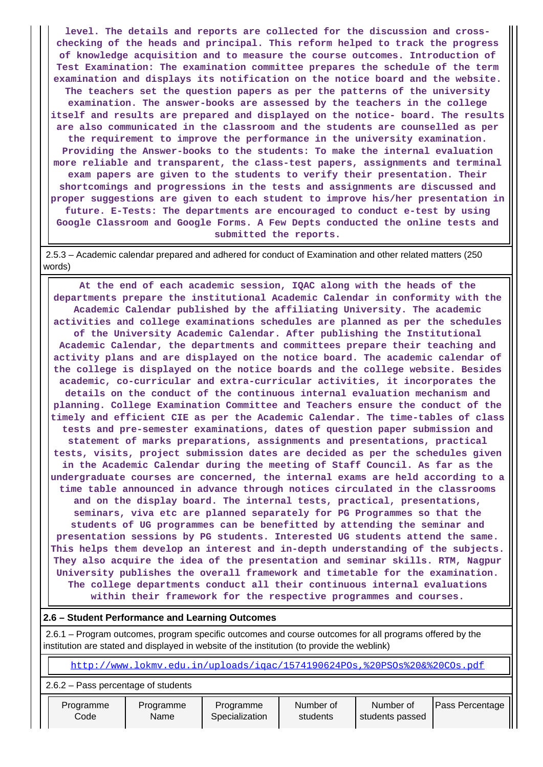**level. The details and reports are collected for the discussion and cross-checking of the heads and principal. This reform helped to track the progress of knowledge acquisition and to measure the course outcomes. Introduction of Test Examination: The examination committee prepares the schedule of the term examination and displays its notification on the notice board and the website. The teachers set the question papers as per the patterns of the university examination. The answer-books are assessed by the teachers in the college itself and results are prepared and displayed on the notice- board. The results are also communicated in the classroom and the students are counselled as per the requirement to improve the performance in the university examination. Providing the Answer-books to the students: To make the internal evaluation more reliable and transparent, the class-test papers, assignments and terminal exam papers are given to the students to verify their presentation. Their shortcomings and progressions in the tests and assignments are discussed and proper suggestions are given to each student to improve his/her presentation in future. E-Tests: The departments are encouraged to conduct e-test by using Google Classroom and Google Forms. A Few Depts conducted the online tests and submitted the reports.**

2.5.3 – Academic calendar prepared and adhered for conduct of Examination and other related matters (250 words)

**At the end of each academic session, IQAC along with the heads of the departments prepare the institutional Academic Calendar in conformity with the Academic Calendar published by the affiliating University. The academic activities and college examinations schedules are planned as per the schedules of the University Academic Calendar. After publishing the Institutional Academic Calendar, the departments and committees prepare their teaching and activity plans and are displayed on the notice board. The academic calendar of the college is displayed on the notice boards and the college website. Besides academic, co-curricular and extra-curricular activities, it incorporates the details on the conduct of the continuous internal evaluation mechanism and planning. College Examination Committee and Teachers ensure the conduct of the timely and efficient CIE as per the Academic Calendar. The time-tables of class tests and pre-semester examinations, dates of question paper submission and statement of marks preparations, assignments and presentations, practical tests, visits, project submission dates are decided as per the schedules given in the Academic Calendar during the meeting of Staff Council. As far as the undergraduate courses are concerned, the internal exams are held according to a time table announced in advance through notices circulated in the classrooms and on the display board. The internal tests, practical, presentations, seminars, viva etc are planned separately for PG Programmes so that the students of UG programmes can be benefitted by attending the seminar and presentation sessions by PG students. Interested UG students attend the same. This helps them develop an interest and in-depth understanding of the subjects. They also acquire the idea of the presentation and seminar skills. RTM, Nagpur University publishes the overall framework and timetable for the examination. The college departments conduct all their continuous internal evaluations within their framework for the respective programmes and courses.**

## 2.6 – Student Performance and Learning Outcomes

2.6.1 – Program outcomes, program specific outcomes and course outcomes for all programs offered by the institution are stated and displayed in website of the institution (to provide the weblink)

http://www.lokmv.edu.in/uploads/iqac/1574190624POs,%20PSOs%20&%20COs.pdf

2.6.2 – Pass percentage of students

| Programme Code | Programme Name | Programme Specialization | Number of students | Number of students passed | Pass Percentage |
|---|---|---|---|---|---|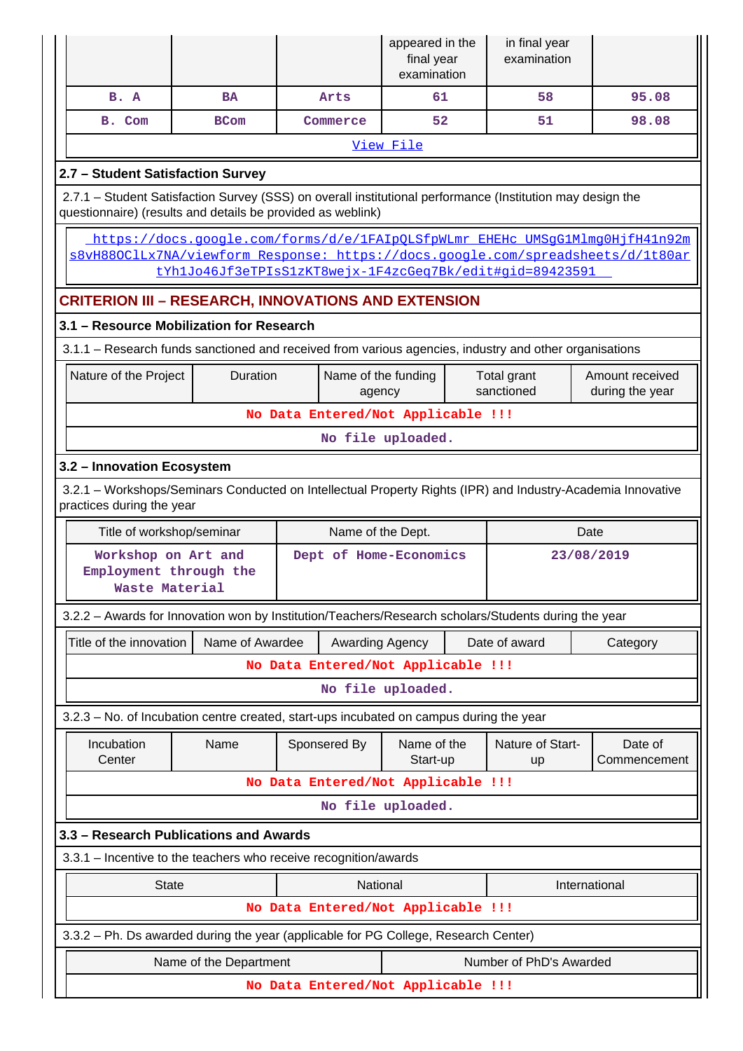| | | | appeared in the final year examination | in final year examination | |
|---|---|---|---|---|---|
| B. A | BA | Arts | 61 | 58 | 95.08 |
| B. Com | BCom | Commerce | 52 | 51 | 98.08 |

View File

### 2.7 – Student Satisfaction Survey

2.7.1 – Student Satisfaction Survey (SSS) on overall institutional performance (Institution may design the questionnaire) (results and details be provided as weblink)

https://docs.google.com/forms/d/e/1FAIpQLSfpWLmr_EHEHc_UMSgG1Mlmg0HjfH41n92ms8vH88OClLx7NA/viewform Response: https://docs.google.com/spreadsheets/d/1t80artYh1Jo46Jf3eTPIsS1zKT8wejx-1F4zcGeq7Bk/edit#gid=89423591

## CRITERION III – RESEARCH, INNOVATIONS AND EXTENSION

### 3.1 – Resource Mobilization for Research

3.1.1 – Research funds sanctioned and received from various agencies, industry and other organisations

| Nature of the Project | Duration | Name of the funding agency | Total grant sanctioned | Amount received during the year |
|---|---|---|---|---|
| No Data Entered/Not Applicable !!! | | | | |
| No file uploaded. | | | | |

### 3.2 – Innovation Ecosystem

3.2.1 – Workshops/Seminars Conducted on Intellectual Property Rights (IPR) and Industry-Academia Innovative practices during the year

| Title of workshop/seminar | Name of the Dept. | Date |
|---|---|---|
| Workshop on Art and Employment through the Waste Material | Dept of Home-Economics | 23/08/2019 |

3.2.2 – Awards for Innovation won by Institution/Teachers/Research scholars/Students during the year

| Title of the innovation | Name of Awardee | Awarding Agency | Date of award | Category |
|---|---|---|---|---|
| No Data Entered/Not Applicable !!! | | | | |
| No file uploaded. | | | | |

3.2.3 – No. of Incubation centre created, start-ups incubated on campus during the year

| Incubation Center | Name | Sponsered By | Name of the Start-up | Nature of Start-up | Date of Commencement |
|---|---|---|---|---|---|
| No Data Entered/Not Applicable !!! | | | | | |
| No file uploaded. | | | | | |

### 3.3 – Research Publications and Awards

3.3.1 – Incentive to the teachers who receive recognition/awards

| State | National | International |
|---|---|---|
| No Data Entered/Not Applicable !!! | | |

3.3.2 – Ph. Ds awarded during the year (applicable for PG College, Research Center)

| Name of the Department | Number of PhD's Awarded |
|---|---|
| No Data Entered/Not Applicable !!! | |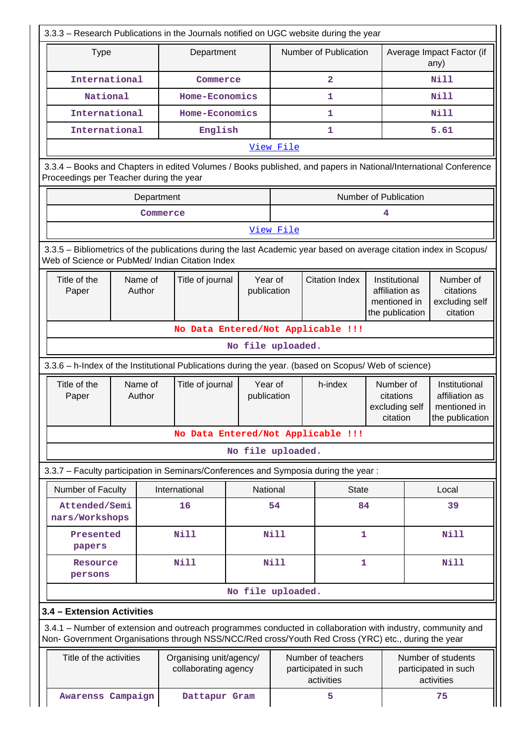3.3.3 – Research Publications in the Journals notified on UGC website during the year

| Type | Department | Number of Publication | Average Impact Factor (if any) |
|---|---|---|---|
| International | Commerce | 2 | Nill |
| National | Home-Economics | 1 | Nill |
| International | Home-Economics | 1 | Nill |
| International | English | 1 | 5.61 |

View File

3.3.4 – Books and Chapters in edited Volumes / Books published, and papers in National/International Conference Proceedings per Teacher during the year

| Department | Number of Publication |
|---|---|
| Commerce | 4 |

View File

3.3.5 – Bibliometrics of the publications during the last Academic year based on average citation index in Scopus/ Web of Science or PubMed/ Indian Citation Index

| Title of the Paper | Name of Author | Title of journal | Year of publication | Citation Index | Institutional affiliation as mentioned in the publication | Number of citations excluding self citation |
|---|---|---|---|---|---|---|

No Data Entered/Not Applicable !!!

No file uploaded.

3.3.6 – h-Index of the Institutional Publications during the year. (based on Scopus/ Web of science)

| Title of the Paper | Name of Author | Title of journal | Year of publication | h-index | Number of citations excluding self citation | Institutional affiliation as mentioned in the publication |
|---|---|---|---|---|---|---|

No Data Entered/Not Applicable !!!

No file uploaded.

3.3.7 – Faculty participation in Seminars/Conferences and Symposia during the year :

| Number of Faculty | International | National | State | Local |
|---|---|---|---|---|
| Attended/Seminars/Workshops | 16 | 54 | 84 | 39 |
| Presented papers | Nill | Nill | 1 | Nill |
| Resource persons | Nill | Nill | 1 | Nill |

No file uploaded.

## 3.4 – Extension Activities

3.4.1 – Number of extension and outreach programmes conducted in collaboration with industry, community and Non- Government Organisations through NSS/NCC/Red cross/Youth Red Cross (YRC) etc., during the year

| Title of the activities | Organising unit/agency/ collaborating agency | Number of teachers participated in such activities | Number of students participated in such activities |
|---|---|---|---|
| Awarenss Campaign | Dattapur Gram | 5 | 75 |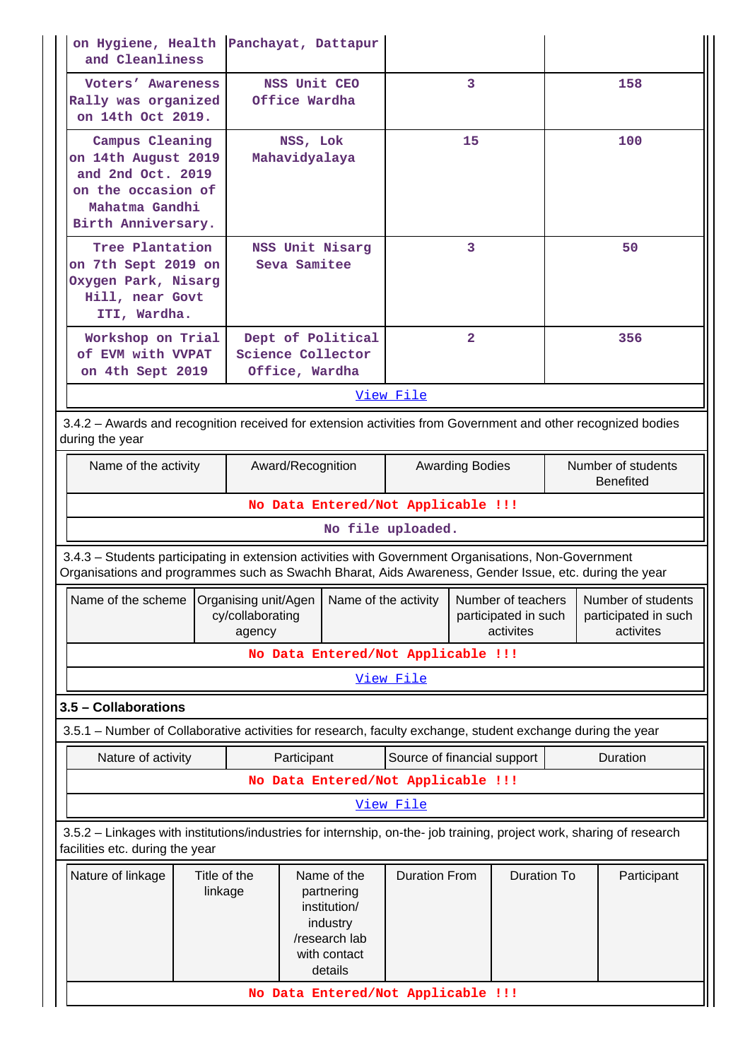| | | | |
|---|---|---|---|
| on Hygiene, Health and Cleanliness | Panchayat, Dattapur | | |
| Voters' Awareness Rally was organized on 14th Oct 2019. | NSS Unit CEO Office Wardha | 3 | 158 |
| Campus Cleaning on 14th August 2019 and 2nd Oct. 2019 on the occasion of Mahatma Gandhi Birth Anniversary. | NSS, Lok Mahavidyalaya | 15 | 100 |
| Tree Plantation on 7th Sept 2019 on Oxygen Park, Nisarg Hill, near Govt ITI, Wardha. | NSS Unit Nisarg Seva Samitee | 3 | 50 |
| Workshop on Trial of EVM with VVPAT on 4th Sept 2019 | Dept of Political Science Collector Office, Wardha | 2 | 356 |

View File

3.4.2 – Awards and recognition received for extension activities from Government and other recognized bodies during the year

| Name of the activity | Award/Recognition | Awarding Bodies | Number of students Benefited |
|---|---|---|---|
| No Data Entered/Not Applicable !!! | | | |

No file uploaded.

3.4.3 – Students participating in extension activities with Government Organisations, Non-Government Organisations and programmes such as Swachh Bharat, Aids Awareness, Gender Issue, etc. during the year

| Name of the scheme | Organising unit/Agency/collaborating agency | Name of the activity | Number of teachers participated in such activites | Number of students participated in such activites |
|---|---|---|---|---|
| No Data Entered/Not Applicable !!! | | | | |

View File

## 3.5 – Collaborations

3.5.1 – Number of Collaborative activities for research, faculty exchange, student exchange during the year

| Nature of activity | Participant | Source of financial support | Duration |
|---|---|---|---|
| No Data Entered/Not Applicable !!! | | | |

View File

3.5.2 – Linkages with institutions/industries for internship, on-the- job training, project work, sharing of research facilities etc. during the year

| Nature of linkage | Title of the linkage | Name of the partnering institution/ industry /research lab with contact details | Duration From | Duration To | Participant |
|---|---|---|---|---|---|
| No Data Entered/Not Applicable !!! | | | | | |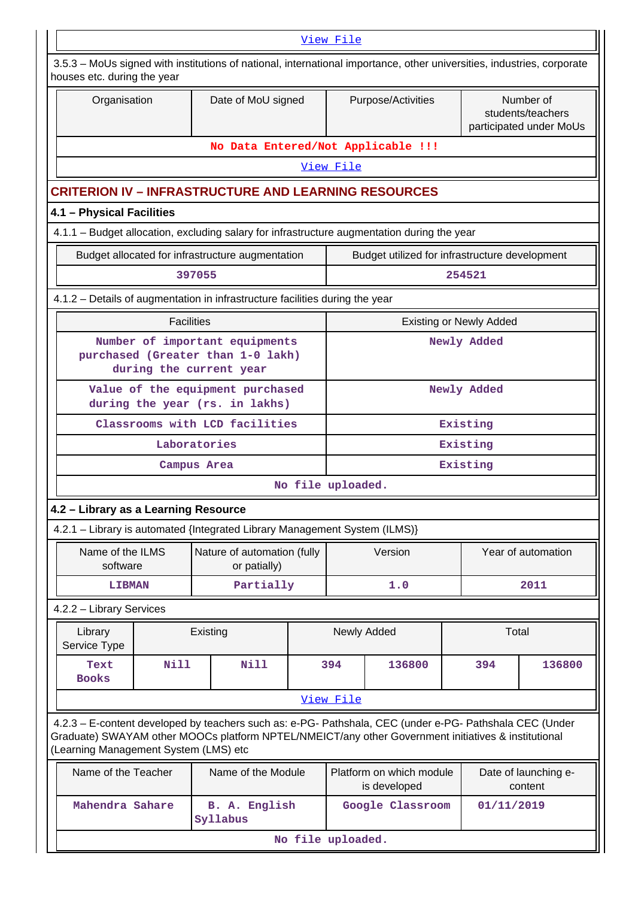View File

3.5.3 – MoUs signed with institutions of national, international importance, other universities, industries, corporate houses etc. during the year

| Organisation | Date of MoU signed | Purpose/Activities | Number of students/teachers participated under MoUs |
|---|---|---|---|
| No Data Entered/Not Applicable !!! | | | |

View File

## CRITERION IV – INFRASTRUCTURE AND LEARNING RESOURCES

### 4.1 – Physical Facilities

4.1.1 – Budget allocation, excluding salary for infrastructure augmentation during the year

| Budget allocated for infrastructure augmentation | Budget utilized for infrastructure development |
|---|---|
| 397055 | 254521 |

4.1.2 – Details of augmentation in infrastructure facilities during the year

| Facilities | Existing or Newly Added |
|---|---|
| Number of important equipments purchased (Greater than 1-0 lakh) during the current year | Newly Added |
| Value of the equipment purchased during the year (rs. in lakhs) | Newly Added |
| Classrooms with LCD facilities | Existing |
| Laboratories | Existing |
| Campus Area | Existing |

No file uploaded.

### 4.2 – Library as a Learning Resource

4.2.1 – Library is automated {Integrated Library Management System (ILMS)}

| Name of the ILMS software | Nature of automation (fully or patially) | Version | Year of automation |
|---|---|---|---|
| LIBMAN | Partially | 1.0 | 2011 |

4.2.2 – Library Services

| Library Service Type | Existing | | Newly Added | | Total | |
|---|---|---|---|---|---|---|
| Text Books | Nill | Nill | 394 | 136800 | 394 | 136800 |

View File

4.2.3 – E-content developed by teachers such as: e-PG- Pathshala, CEC (under e-PG- Pathshala CEC (Under Graduate) SWAYAM other MOOCs platform NPTEL/NMEICT/any other Government initiatives & institutional (Learning Management System (LMS) etc

| Name of the Teacher | Name of the Module | Platform on which module is developed | Date of launching e-content |
|---|---|---|---|
| Mahendra Sahare | B. A. English Syllabus | Google Classroom | 01/11/2019 |

No file uploaded.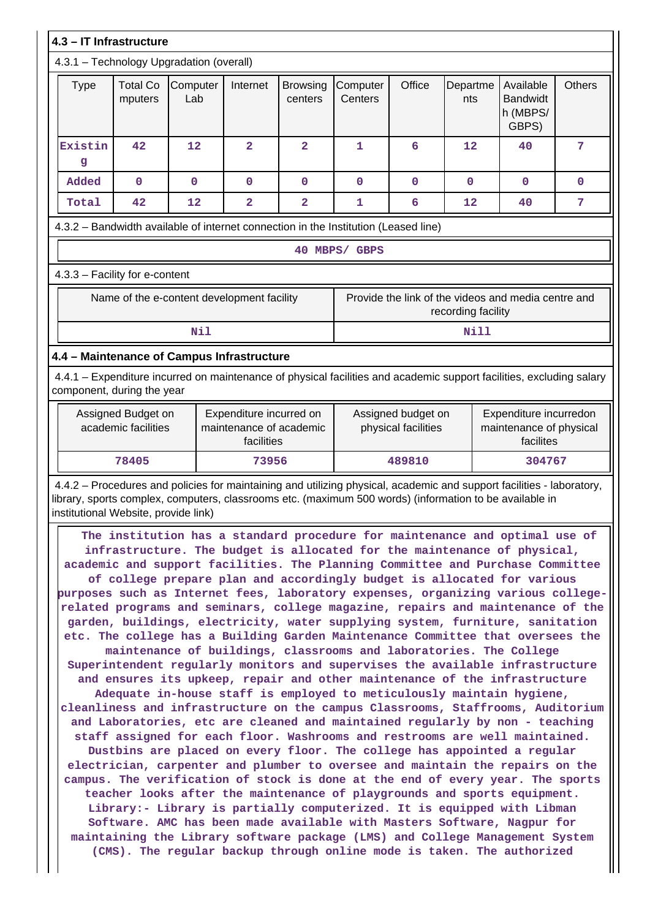### 4.3 – IT Infrastructure

4.3.1 – Technology Upgradation (overall)

| Type | Total Computers | Computer Lab | Internet | Browsing centers | Computer Centers | Office | Departments | Available Bandwidth (MBPS/ GBPS) | Others |
|---|---|---|---|---|---|---|---|---|---|
| Existing | 42 | 12 | 2 | 2 | 1 | 6 | 12 | 40 | 7 |
| Added | 0 | 0 | 0 | 0 | 0 | 0 | 0 | 0 | 0 |
| Total | 42 | 12 | 2 | 2 | 1 | 6 | 12 | 40 | 7 |

4.3.2 – Bandwidth available of internet connection in the Institution (Leased line)

40 MBPS/ GBPS

4.3.3 – Facility for e-content

| Name of the e-content development facility | Provide the link of the videos and media centre and recording facility |
|---|---|
| Nil | Nill |

### 4.4 – Maintenance of Campus Infrastructure

4.4.1 – Expenditure incurred on maintenance of physical facilities and academic support facilities, excluding salary component, during the year

| Assigned Budget on academic facilities | Expenditure incurred on maintenance of academic facilities | Assigned budget on physical facilities | Expenditure incurredon maintenance of physical facilites |
|---|---|---|---|
| 78405 | 73956 | 489810 | 304767 |

4.4.2 – Procedures and policies for maintaining and utilizing physical, academic and support facilities - laboratory, library, sports complex, computers, classrooms etc. (maximum 500 words) (information to be available in institutional Website, provide link)

The institution has a standard procedure for maintenance and optimal use of infrastructure. The budget is allocated for the maintenance of physical, academic and support facilities. The Planning Committee and Purchase Committee of college prepare plan and accordingly budget is allocated for various purposes such as Internet fees, laboratory expenses, organizing various college-related programs and seminars, college magazine, repairs and maintenance of the garden, buildings, electricity, water supplying system, furniture, sanitation etc. The college has a Building Garden Maintenance Committee that oversees the maintenance of buildings, classrooms and laboratories. The College Superintendent regularly monitors and supervises the available infrastructure and ensures its upkeep, repair and other maintenance of the infrastructure Adequate in-house staff is employed to meticulously maintain hygiene, cleanliness and infrastructure on the campus Classrooms, Staffrooms, Auditorium and Laboratories, etc are cleaned and maintained regularly by non - teaching staff assigned for each floor. Washrooms and restrooms are well maintained. Dustbins are placed on every floor. The college has appointed a regular electrician, carpenter and plumber to oversee and maintain the repairs on the campus. The verification of stock is done at the end of every year. The sports teacher looks after the maintenance of playgrounds and sports equipment. Library:- Library is partially computerized. It is equipped with Libman Software. AMC has been made available with Masters Software, Nagpur for maintaining the Library software package (LMS) and College Management System (CMS). The regular backup through online mode is taken. The authorized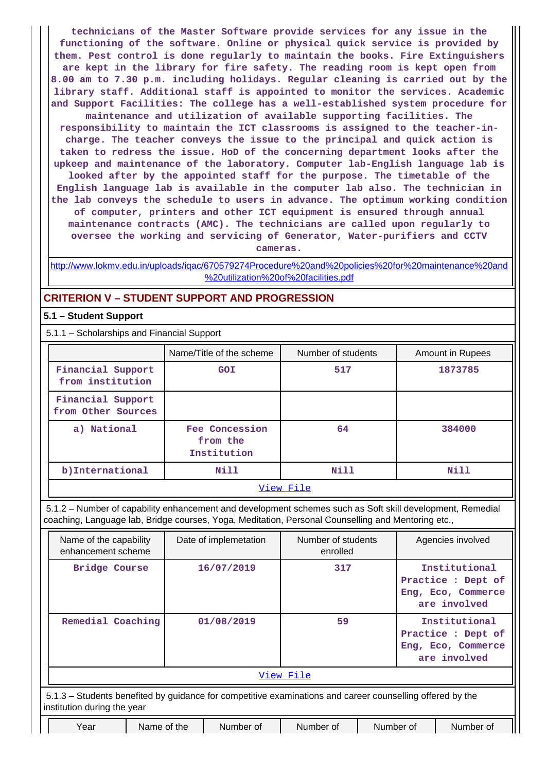technicians of the Master Software provide services for any issue in the functioning of the software. Online or physical quick service is provided by them. Pest control is done regularly to maintain the books. Fire Extinguishers are kept in the library for fire safety. The reading room is kept open from 8.00 am to 7.30 p.m. including holidays. Regular cleaning is carried out by the library staff. Additional staff is appointed to monitor the services. Academic and Support Facilities: The college has a well-established system procedure for maintenance and utilization of available supporting facilities. The responsibility to maintain the ICT classrooms is assigned to the teacher-in-charge. The teacher conveys the issue to the principal and quick action is taken to redress the issue. HoD of the concerning department looks after the upkeep and maintenance of the laboratory. Computer lab-English language lab is looked after by the appointed staff for the purpose. The timetable of the English language lab is available in the computer lab also. The technician in the lab conveys the schedule to users in advance. The optimum working condition of computer, printers and other ICT equipment is ensured through annual maintenance contracts (AMC). The technicians are called upon regularly to oversee the working and servicing of Generator, Water-purifiers and CCTV cameras.

http://www.lokmv.edu.in/uploads/iqac/670579274Procedure%20and%20policies%20for%20maintenance%20and%20utilization%20of%20facilities.pdf

## CRITERION V – STUDENT SUPPORT AND PROGRESSION

### 5.1 – Student Support

5.1.1 – Scholarships and Financial Support

| | Name/Title of the scheme | Number of students | Amount in Rupees |
|---|---|---|---|
| Financial Support from institution | GOI | 517 | 1873785 |
| Financial Support from Other Sources | | | |
| a) National | Fee Concession from the Institution | 64 | 384000 |
| b)International | Nill | Nill | Nill |

View File

5.1.2 – Number of capability enhancement and development schemes such as Soft skill development, Remedial coaching, Language lab, Bridge courses, Yoga, Meditation, Personal Counselling and Mentoring etc.,

| Name of the capability enhancement scheme | Date of implemetation | Number of students enrolled | Agencies involved |
|---|---|---|---|
| Bridge Course | 16/07/2019 | 317 | Institutional Practice : Dept of Eng, Eco, Commerce are involved |
| Remedial Coaching | 01/08/2019 | 59 | Institutional Practice : Dept of Eng, Eco, Commerce are involved |

View File

5.1.3 – Students benefited by guidance for competitive examinations and career counselling offered by the institution during the year

| Year | Name of the | Number of | Number of | Number of | Number of |
|---|---|---|---|---|---|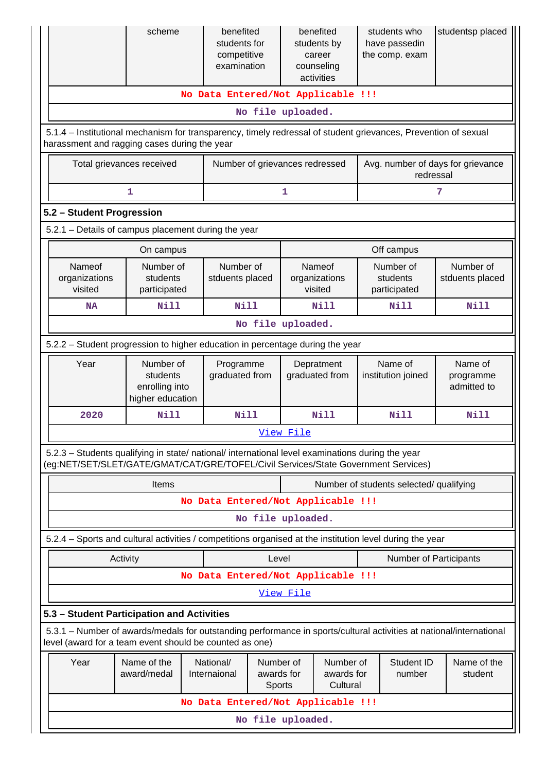| | scheme | benefited students for competitive examination | benefited students by career counseling activities | students who have passedin the comp. exam | studentsp placed |
|---|---|---|---|---|---|
| No Data Entered/Not Applicable !!! | | | | | |
| No file uploaded. | | | | | |

5.1.4 – Institutional mechanism for transparency, timely redressal of student grievances, Prevention of sexual harassment and ragging cases during the year

| Total grievances received | Number of grievances redressed | Avg. number of days for grievance redressal |
|---|---|---|
| 1 | 1 | 7 |

**5.2 – Student Progression**

5.2.1 – Details of campus placement during the year

| On campus | | | Off campus | | |
|---|---|---|---|---|---|
| Nameof organizations visited | Number of students participated | Number of stduents placed | Nameof organizations visited | Number of students participated | Number of stduents placed |
| NA | Nill | Nill | Nill | Nill | Nill |
| No file uploaded. | | | | | |

5.2.2 – Student progression to higher education in percentage during the year

| Year | Number of students enrolling into higher education | Programme graduated from | Depratment graduated from | Name of institution joined | Name of programme admitted to |
|---|---|---|---|---|---|
| 2020 | Nill | Nill | Nill | Nill | Nill |
| View File | | | | | |

5.2.3 – Students qualifying in state/ national/ international level examinations during the year (eg:NET/SET/SLET/GATE/GMAT/CAT/GRE/TOFEL/Civil Services/State Government Services)

| Items | Number of students selected/ qualifying |
|---|---|
| No Data Entered/Not Applicable !!! | |
| No file uploaded. | |

5.2.4 – Sports and cultural activities / competitions organised at the institution level during the year

| Activity | Level | Number of Participants |
|---|---|---|
| No Data Entered/Not Applicable !!! | | |
| View File | | |

**5.3 – Student Participation and Activities**

5.3.1 – Number of awards/medals for outstanding performance in sports/cultural activities at national/international level (award for a team event should be counted as one)

| Year | Name of the award/medal | National/ Internaional | Number of awards for Sports | Number of awards for Cultural | Student ID number | Name of the student |
|---|---|---|---|---|---|---|
| No Data Entered/Not Applicable !!! | | | | | | |
| No file uploaded. | | | | | | |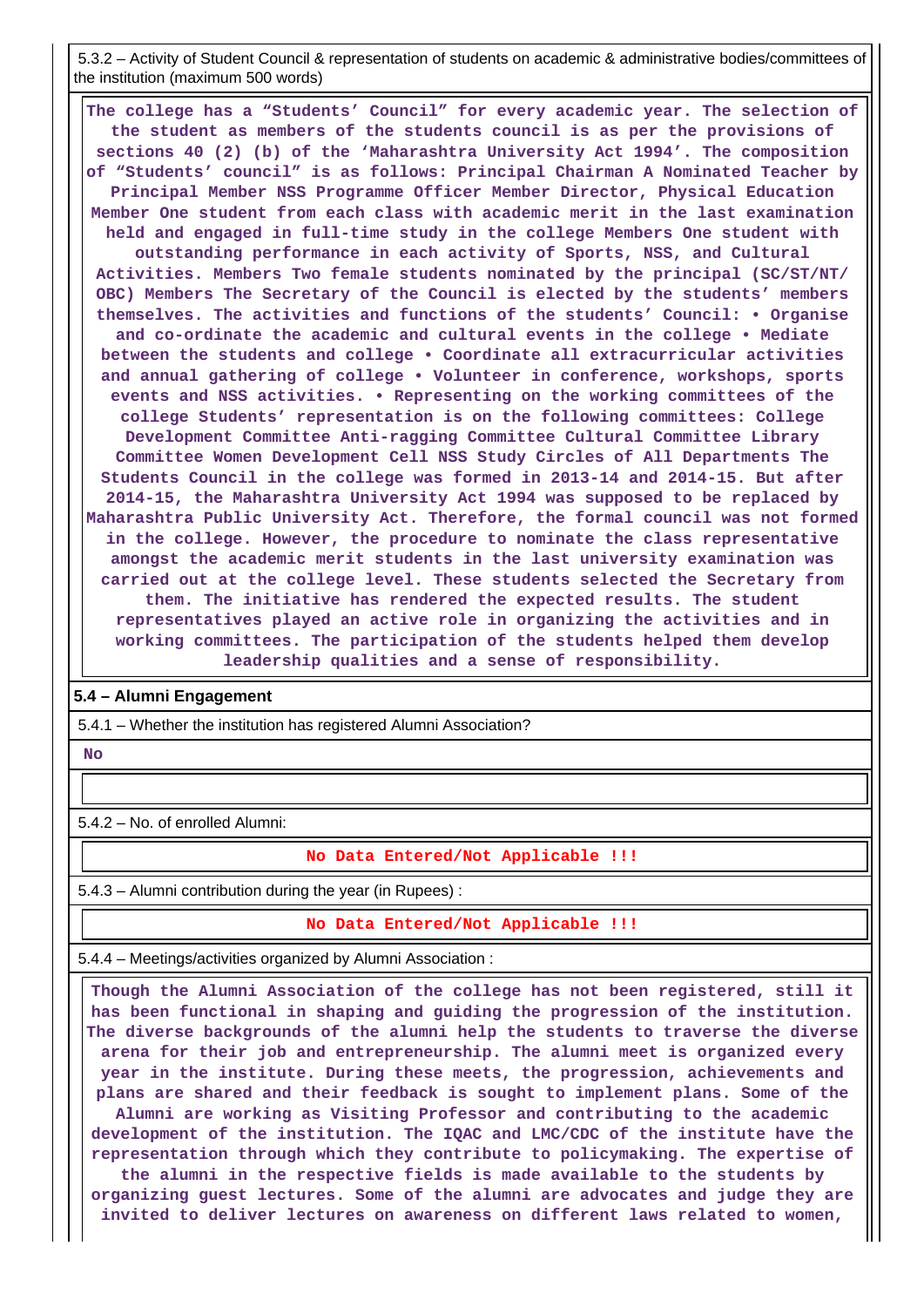5.3.2 – Activity of Student Council & representation of students on academic & administrative bodies/committees of the institution (maximum 500 words)

**The college has a "Students' Council" for every academic year. The selection of the student as members of the students council is as per the provisions of sections 40 (2) (b) of the 'Maharashtra University Act 1994'. The composition of "Students' council" is as follows: Principal Chairman A Nominated Teacher by Principal Member NSS Programme Officer Member Director, Physical Education Member One student from each class with academic merit in the last examination held and engaged in full-time study in the college Members One student with outstanding performance in each activity of Sports, NSS, and Cultural Activities. Members Two female students nominated by the principal (SC/ST/NT/ OBC) Members The Secretary of the Council is elected by the students' members themselves. The activities and functions of the students' Council: • Organise and co-ordinate the academic and cultural events in the college • Mediate between the students and college • Coordinate all extracurricular activities and annual gathering of college • Volunteer in conference, workshops, sports events and NSS activities. • Representing on the working committees of the college Students' representation is on the following committees: College Development Committee Anti-ragging Committee Cultural Committee Library Committee Women Development Cell NSS Study Circles of All Departments The Students Council in the college was formed in 2013-14 and 2014-15. But after 2014-15, the Maharashtra University Act 1994 was supposed to be replaced by Maharashtra Public University Act. Therefore, the formal council was not formed in the college. However, the procedure to nominate the class representative amongst the academic merit students in the last university examination was carried out at the college level. These students selected the Secretary from them. The initiative has rendered the expected results. The student representatives played an active role in organizing the activities and in working committees. The participation of the students helped them develop leadership qualities and a sense of responsibility.**

**5.4 – Alumni Engagement**

5.4.1 – Whether the institution has registered Alumni Association?

**No**

5.4.2 – No. of enrolled Alumni:

**No Data Entered/Not Applicable !!!**

5.4.3 – Alumni contribution during the year (in Rupees) :

**No Data Entered/Not Applicable !!!**

5.4.4 – Meetings/activities organized by Alumni Association :

**Though the Alumni Association of the college has not been registered, still it has been functional in shaping and guiding the progression of the institution. The diverse backgrounds of the alumni help the students to traverse the diverse arena for their job and entrepreneurship. The alumni meet is organized every year in the institute. During these meets, the progression, achievements and plans are shared and their feedback is sought to implement plans. Some of the Alumni are working as Visiting Professor and contributing to the academic development of the institution. The IQAC and LMC/CDC of the institute have the representation through which they contribute to policymaking. The expertise of the alumni in the respective fields is made available to the students by organizing guest lectures. Some of the alumni are advocates and judge they are invited to deliver lectures on awareness on different laws related to women,**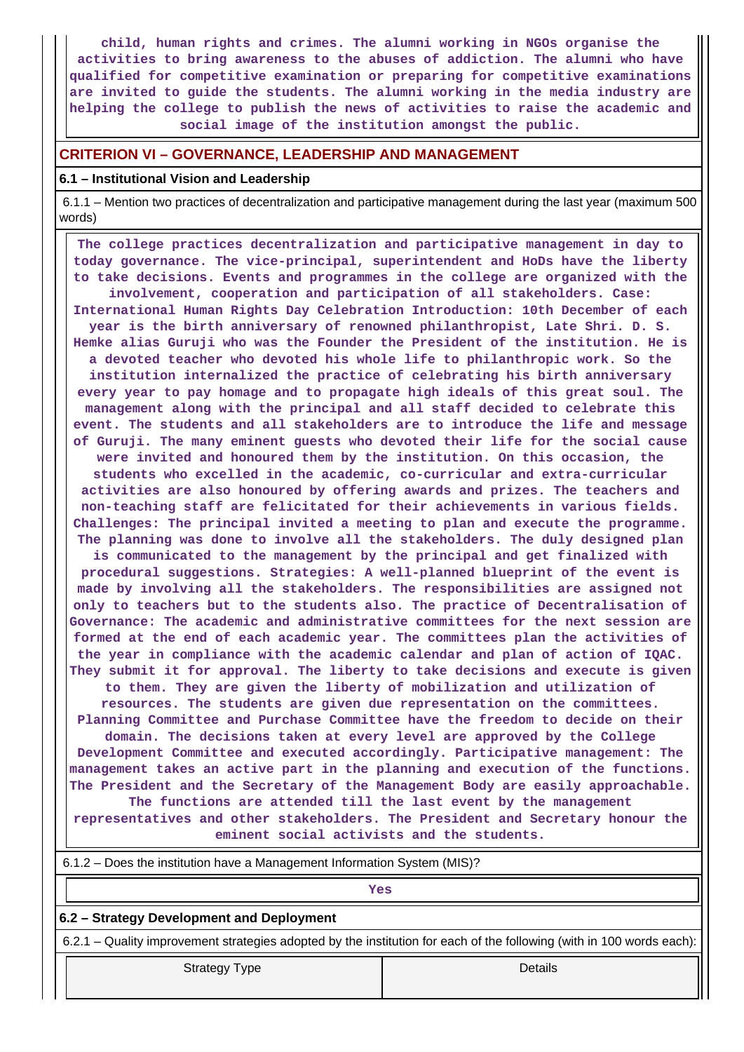child, human rights and crimes. The alumni working in NGOs organise the activities to bring awareness to the abuses of addiction. The alumni who have qualified for competitive examination or preparing for competitive examinations are invited to guide the students. The alumni working in the media industry are helping the college to publish the news of activities to raise the academic and social image of the institution amongst the public.

## CRITERION VI – GOVERNANCE, LEADERSHIP AND MANAGEMENT

### 6.1 – Institutional Vision and Leadership

6.1.1 – Mention two practices of decentralization and participative management during the last year (maximum 500 words)

The college practices decentralization and participative management in day to today governance. The vice-principal, superintendent and HoDs have the liberty to take decisions. Events and programmes in the college are organized with the involvement, cooperation and participation of all stakeholders. Case: International Human Rights Day Celebration Introduction: 10th December of each year is the birth anniversary of renowned philanthropist, Late Shri. D. S. Hemke alias Guruji who was the Founder the President of the institution. He is a devoted teacher who devoted his whole life to philanthropic work. So the institution internalized the practice of celebrating his birth anniversary every year to pay homage and to propagate high ideals of this great soul. The management along with the principal and all staff decided to celebrate this event. The students and all stakeholders are to introduce the life and message of Guruji. The many eminent guests who devoted their life for the social cause were invited and honoured them by the institution. On this occasion, the students who excelled in the academic, co-curricular and extra-curricular activities are also honoured by offering awards and prizes. The teachers and non-teaching staff are felicitated for their achievements in various fields. Challenges: The principal invited a meeting to plan and execute the programme. The planning was done to involve all the stakeholders. The duly designed plan is communicated to the management by the principal and get finalized with procedural suggestions. Strategies: A well-planned blueprint of the event is made by involving all the stakeholders. The responsibilities are assigned not only to teachers but to the students also. The practice of Decentralisation of Governance: The academic and administrative committees for the next session are formed at the end of each academic year. The committees plan the activities of the year in compliance with the academic calendar and plan of action of IQAC. They submit it for approval. The liberty to take decisions and execute is given to them. They are given the liberty of mobilization and utilization of resources. The students are given due representation on the committees. Planning Committee and Purchase Committee have the freedom to decide on their domain. The decisions taken at every level are approved by the College Development Committee and executed accordingly. Participative management: The management takes an active part in the planning and execution of the functions. The President and the Secretary of the Management Body are easily approachable. The functions are attended till the last event by the management representatives and other stakeholders. The President and Secretary honour the eminent social activists and the students.

6.1.2 – Does the institution have a Management Information System (MIS)?

Yes

### 6.2 – Strategy Development and Deployment

6.2.1 – Quality improvement strategies adopted by the institution for each of the following (with in 100 words each):

| Strategy Type | Details |
|---|---|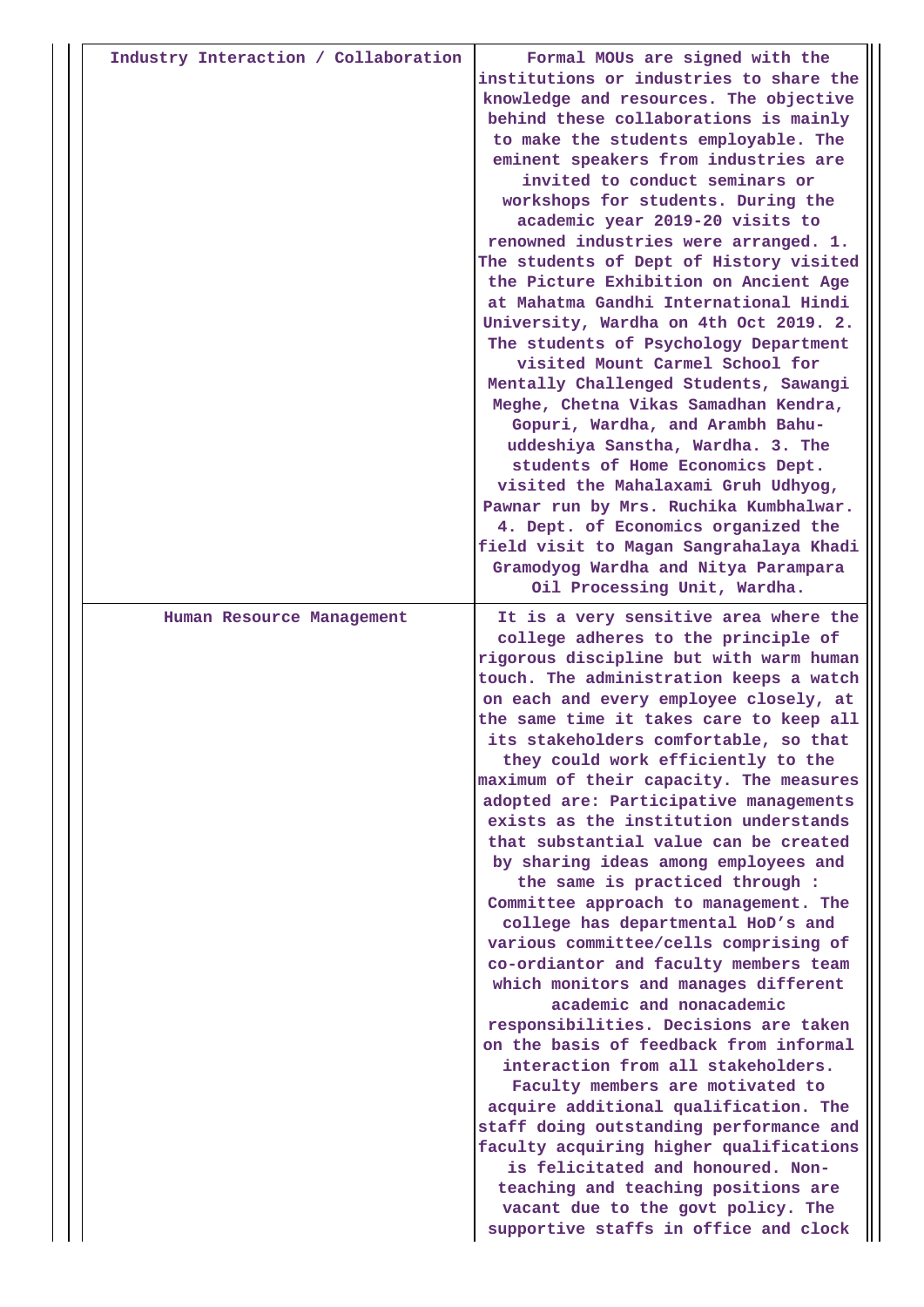| Industry Interaction / Collaboration | Formal MOUs are signed with the institutions or industries to share the knowledge and resources. The objective behind these collaborations is mainly to make the students employable. The eminent speakers from industries are invited to conduct seminars or workshops for students. During the academic year 2019-20 visits to renowned industries were arranged. 1. The students of Dept of History visited the Picture Exhibition on Ancient Age at Mahatma Gandhi International Hindi University, Wardha on 4th Oct 2019. 2. The students of Psychology Department visited Mount Carmel School for Mentally Challenged Students, Sawangi Meghe, Chetna Vikas Samadhan Kendra, Gopuri, Wardha, and Arambh Bahu-uddeshiya Sanstha, Wardha. 3. The students of Home Economics Dept. visited the Mahalaxami Gruh Udhyog, Pawnar run by Mrs. Ruchika Kumbhalwar. 4. Dept. of Economics organized the field visit to Magan Sangrahalaya Khadi Gramodyog Wardha and Nitya Parampara Oil Processing Unit, Wardha. |
| --- | --- |
| Human Resource Management | It is a very sensitive area where the college adheres to the principle of rigorous discipline but with warm human touch. The administration keeps a watch on each and every employee closely, at the same time it takes care to keep all its stakeholders comfortable, so that they could work efficiently to the maximum of their capacity. The measures adopted are: Participative managements exists as the institution understands that substantial value can be created by sharing ideas among employees and the same is practiced through : Committee approach to management. The college has departmental HoD's and various committee/cells comprising of co-ordiantor and faculty members team which monitors and manages different academic and nonacademic responsibilities. Decisions are taken on the basis of feedback from informal interaction from all stakeholders. Faculty members are motivated to acquire additional qualification. The staff doing outstanding performance and faculty acquiring higher qualifications is felicitated and honoured. Non-teaching and teaching positions are vacant due to the govt policy. The supportive staffs in office and clock |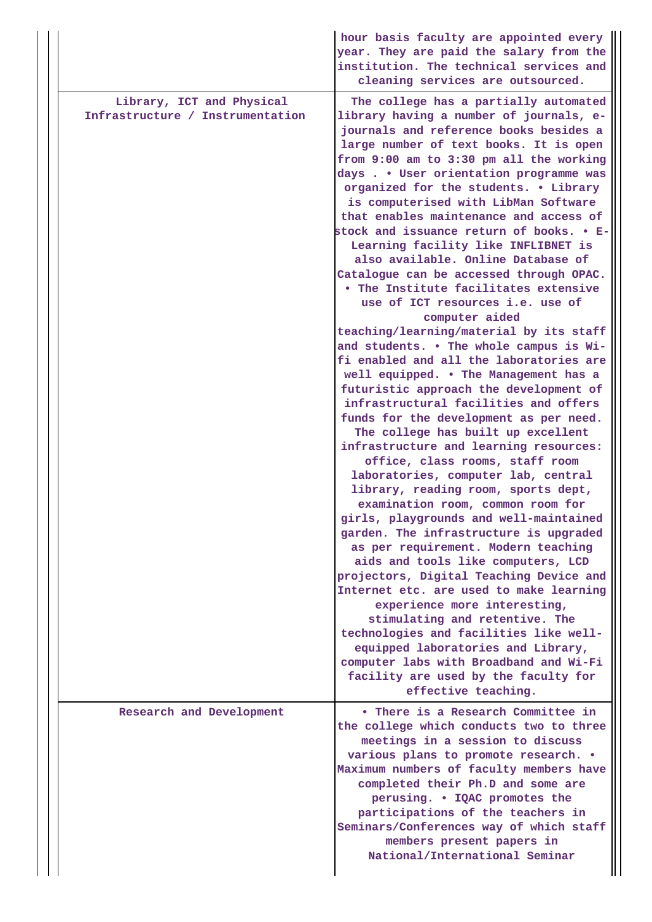| | |
|---|---|
| | hour basis faculty are appointed every year. They are paid the salary from the institution. The technical services and cleaning services are outsourced. |
| Library, ICT and Physical Infrastructure / Instrumentation | The college has a partially automated library having a number of journals, e-journals and reference books besides a large number of text books. It is open from 9:00 am to 3:30 pm all the working days . • User orientation programme was organized for the students. • Library is computerised with LibMan Software that enables maintenance and access of stock and issuance return of books. • E-Learning facility like INFLIBNET is also available. Online Database of Catalogue can be accessed through OPAC. • The Institute facilitates extensive use of ICT resources i.e. use of computer aided teaching/learning/material by its staff and students. • The whole campus is Wi-fi enabled and all the laboratories are well equipped. • The Management has a futuristic approach the development of infrastructural facilities and offers funds for the development as per need. The college has built up excellent infrastructure and learning resources: office, class rooms, staff room laboratories, computer lab, central library, reading room, sports dept, examination room, common room for girls, playgrounds and well-maintained garden. The infrastructure is upgraded as per requirement. Modern teaching aids and tools like computers, LCD projectors, Digital Teaching Device and Internet etc. are used to make learning experience more interesting, stimulating and retentive. The technologies and facilities like well-equipped laboratories and Library, computer labs with Broadband and Wi-Fi facility are used by the faculty for effective teaching. |
| Research and Development | • There is a Research Committee in the college which conducts two to three meetings in a session to discuss various plans to promote research. • Maximum numbers of faculty members have completed their Ph.D and some are perusing. • IQAC promotes the participations of the teachers in Seminars/Conferences way of which staff members present papers in National/International Seminar |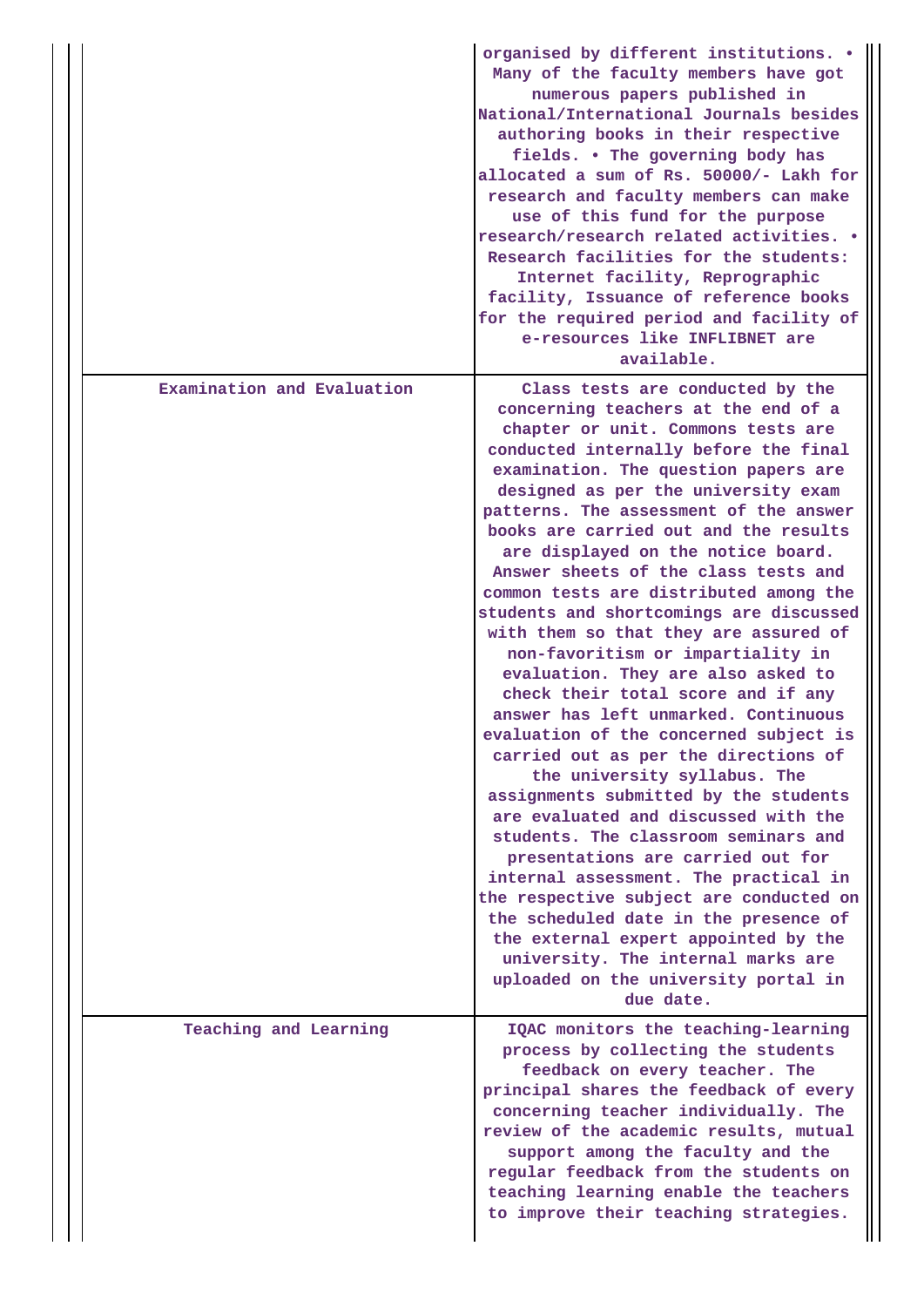| | |
|---|---|
| | organised by different institutions. • Many of the faculty members have got numerous papers published in National/International Journals besides authoring books in their respective fields. • The governing body has allocated a sum of Rs. 50000/- Lakh for research and faculty members can make use of this fund for the purpose research/research related activities. • Research facilities for the students: Internet facility, Reprographic facility, Issuance of reference books for the required period and facility of e-resources like INFLIBNET are available. |
| Examination and Evaluation | Class tests are conducted by the concerning teachers at the end of a chapter or unit. Commons tests are conducted internally before the final examination. The question papers are designed as per the university exam patterns. The assessment of the answer books are carried out and the results are displayed on the notice board. Answer sheets of the class tests and common tests are distributed among the students and shortcomings are discussed with them so that they are assured of non-favoritism or impartiality in evaluation. They are also asked to check their total score and if any answer has left unmarked. Continuous evaluation of the concerned subject is carried out as per the directions of the university syllabus. The assignments submitted by the students are evaluated and discussed with the students. The classroom seminars and presentations are carried out for internal assessment. The practical in the respective subject are conducted on the scheduled date in the presence of the external expert appointed by the university. The internal marks are uploaded on the university portal in due date. |
| Teaching and Learning | IQAC monitors the teaching-learning process by collecting the students feedback on every teacher. The principal shares the feedback of every concerning teacher individually. The review of the academic results, mutual support among the faculty and the regular feedback from the students on teaching learning enable the teachers to improve their teaching strategies. |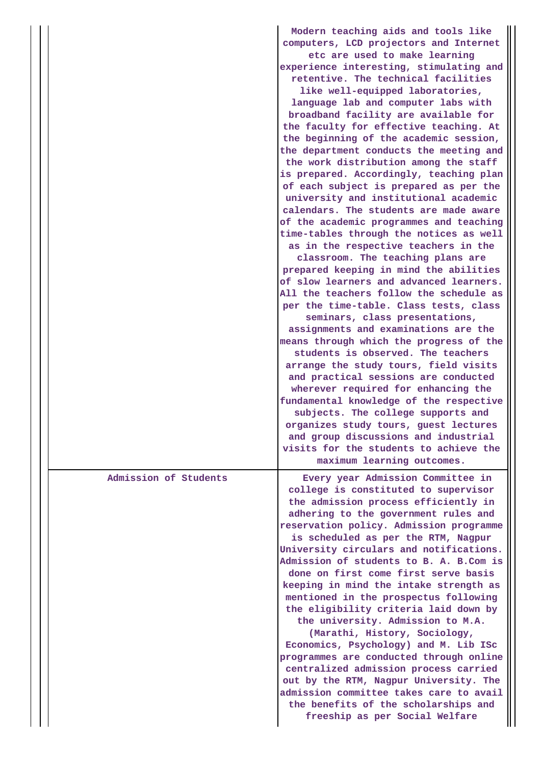| | |
|---|---|
| | Modern teaching aids and tools like computers, LCD projectors and Internet etc are used to make learning experience interesting, stimulating and retentive. The technical facilities like well-equipped laboratories, language lab and computer labs with broadband facility are available for the faculty for effective teaching. At the beginning of the academic session, the department conducts the meeting and the work distribution among the staff is prepared. Accordingly, teaching plan of each subject is prepared as per the university and institutional academic calendars. The students are made aware of the academic programmes and teaching time-tables through the notices as well as in the respective teachers in the classroom. The teaching plans are prepared keeping in mind the abilities of slow learners and advanced learners. All the teachers follow the schedule as per the time-table. Class tests, class seminars, class presentations, assignments and examinations are the means through which the progress of the students is observed. The teachers arrange the study tours, field visits and practical sessions are conducted wherever required for enhancing the fundamental knowledge of the respective subjects. The college supports and organizes study tours, guest lectures and group discussions and industrial visits for the students to achieve the maximum learning outcomes. |
| Admission of Students | Every year Admission Committee in college is constituted to supervisor the admission process efficiently in adhering to the government rules and reservation policy. Admission programme is scheduled as per the RTM, Nagpur University circulars and notifications. Admission of students to B. A. B.Com is done on first come first serve basis keeping in mind the intake strength as mentioned in the prospectus following the eligibility criteria laid down by the university. Admission to M.A. (Marathi, History, Sociology, Economics, Psychology) and M. Lib ISc programmes are conducted through online centralized admission process carried out by the RTM, Nagpur University. The admission committee takes care to avail the benefits of the scholarships and freeship as per Social Welfare |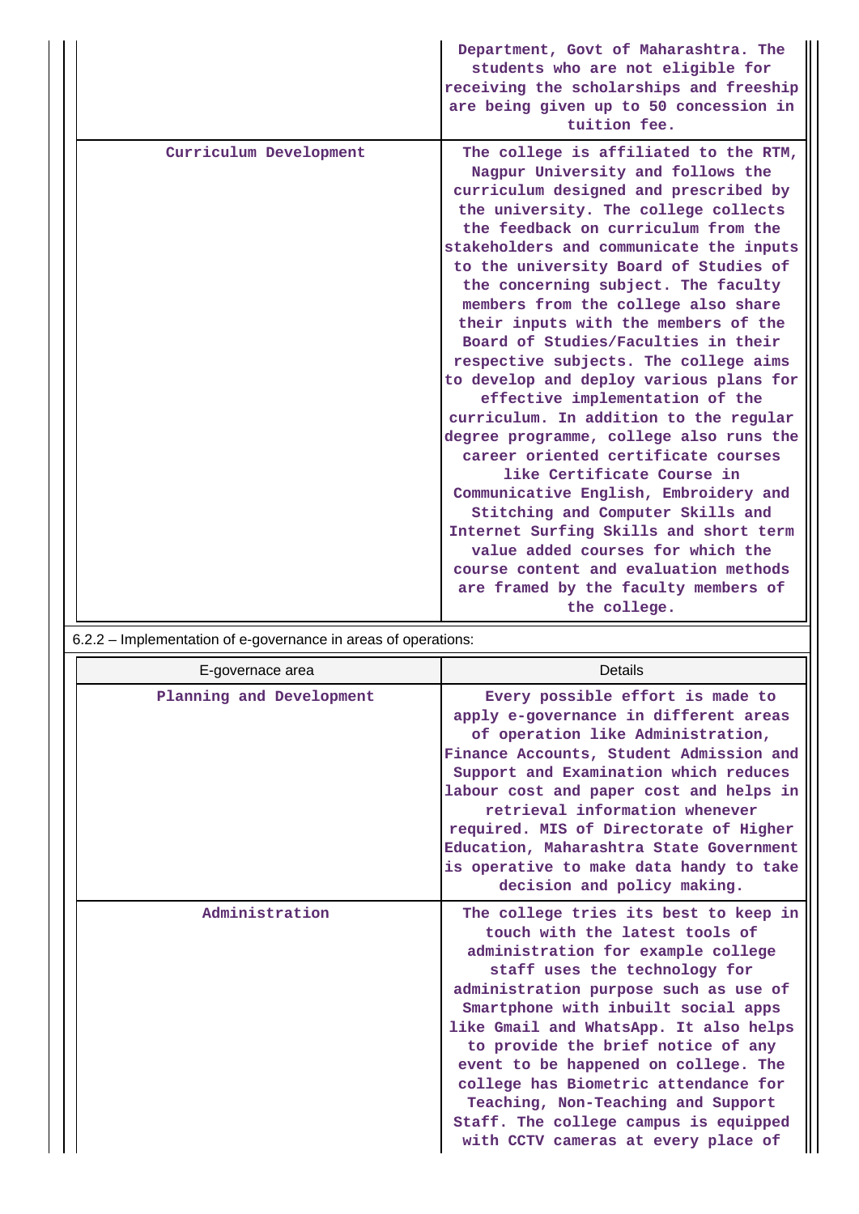| | |
|---|---|
| | Department, Govt of Maharashtra. The students who are not eligible for receiving the scholarships and freeship are being given up to 50 concession in tuition fee. |
| Curriculum Development | The college is affiliated to the RTM, Nagpur University and follows the curriculum designed and prescribed by the university. The college collects the feedback on curriculum from the stakeholders and communicate the inputs to the university Board of Studies of the concerning subject. The faculty members from the college also share their inputs with the members of the Board of Studies/Faculties in their respective subjects. The college aims to develop and deploy various plans for effective implementation of the curriculum. In addition to the regular degree programme, college also runs the career oriented certificate courses like Certificate Course in Communicative English, Embroidery and Stitching and Computer Skills and Internet Surfing Skills and short term value added courses for which the course content and evaluation methods are framed by the faculty members of the college. |

6.2.2 – Implementation of e-governance in areas of operations:

| E-governace area | Details |
|---|---|
| Planning and Development | Every possible effort is made to apply e-governance in different areas of operation like Administration, Finance Accounts, Student Admission and Support and Examination which reduces labour cost and paper cost and helps in retrieval information whenever required. MIS of Directorate of Higher Education, Maharashtra State Government is operative to make data handy to take decision and policy making. |
| Administration | The college tries its best to keep in touch with the latest tools of administration for example college staff uses the technology for administration purpose such as use of Smartphone with inbuilt social apps like Gmail and WhatsApp. It also helps to provide the brief notice of any event to be happened on college. The college has Biometric attendance for Teaching, Non-Teaching and Support Staff. The college campus is equipped with CCTV cameras at every place of |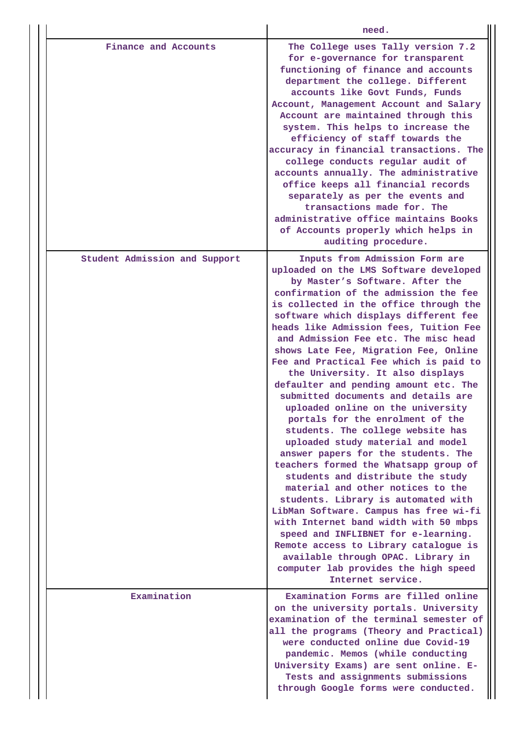| | |
|---|---|
| | need. |
| Finance and Accounts | The College uses Tally version 7.2 for e-governance for transparent functioning of finance and accounts department the college. Different accounts like Govt Funds, Funds Account, Management Account and Salary Account are maintained through this system. This helps to increase the efficiency of staff towards the accuracy in financial transactions. The college conducts regular audit of accounts annually. The administrative office keeps all financial records separately as per the events and transactions made for. The administrative office maintains Books of Accounts properly which helps in auditing procedure. |
| Student Admission and Support | Inputs from Admission Form are uploaded on the LMS Software developed by Master's Software. After the confirmation of the admission the fee is collected in the office through the software which displays different fee heads like Admission fees, Tuition Fee and Admission Fee etc. The misc head shows Late Fee, Migration Fee, Online Fee and Practical Fee which is paid to the University. It also displays defaulter and pending amount etc. The submitted documents and details are uploaded online on the university portals for the enrolment of the students. The college website has uploaded study material and model answer papers for the students. The teachers formed the Whatsapp group of students and distribute the study material and other notices to the students. Library is automated with LibMan Software. Campus has free wi-fi with Internet band width with 50 mbps speed and INFLIBNET for e-learning. Remote access to Library catalogue is available through OPAC. Library in computer lab provides the high speed Internet service. |
| Examination | Examination Forms are filled online on the university portals. University examination of the terminal semester of all the programs (Theory and Practical) were conducted online due Covid-19 pandemic. Memos (while conducting University Exams) are sent online. E-Tests and assignments submissions through Google forms were conducted. |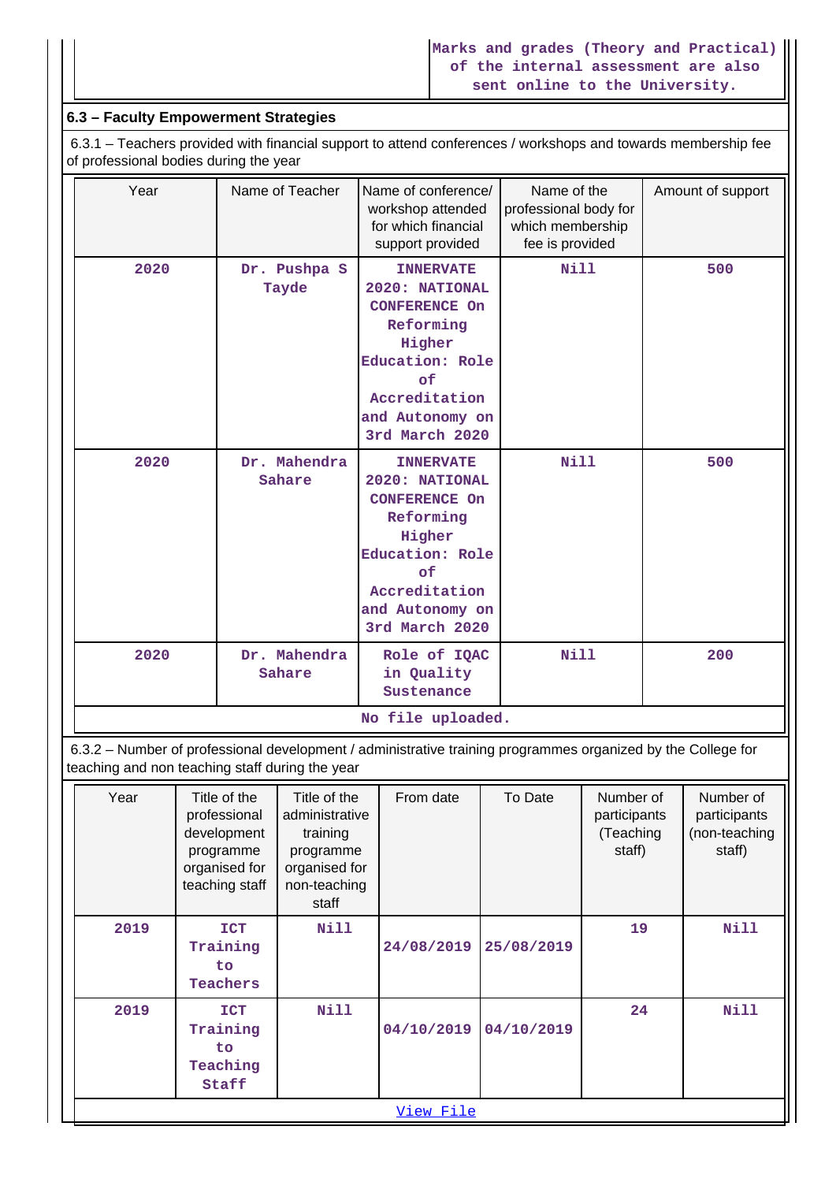| | Marks and grades (Theory and Practical) of the internal assessment are also sent online to the University. |
|---|---|

## 6.3 – Faculty Empowerment Strategies

6.3.1 – Teachers provided with financial support to attend conferences / workshops and towards membership fee of professional bodies during the year

| Year | Name of Teacher | Name of conference/ workshop attended for which financial support provided | Name of the professional body for which membership fee is provided | Amount of support |
|---|---|---|---|---|
| 2020 | Dr. Pushpa S Tayde | INNERVATE 2020: NATIONAL CONFERENCE On Reforming Higher Education: Role of Accreditation and Autonomy on 3rd March 2020 | Nill | 500 |
| 2020 | Dr. Mahendra Sahare | INNERVATE 2020: NATIONAL CONFERENCE On Reforming Higher Education: Role of Accreditation and Autonomy on 3rd March 2020 | Nill | 500 |
| 2020 | Dr. Mahendra Sahare | Role of IQAC in Quality Sustenance | Nill | 200 |

No file uploaded.

6.3.2 – Number of professional development / administrative training programmes organized by the College for teaching and non teaching staff during the year

| Year | Title of the professional development programme organised for teaching staff | Title of the administrative training programme organised for non-teaching staff | From date | To Date | Number of participants (Teaching staff) | Number of participants (non-teaching staff) |
|---|---|---|---|---|---|---|
| 2019 | ICT Training to Teachers | Nill | 24/08/2019 | 25/08/2019 | 19 | Nill |
| 2019 | ICT Training to Teaching Staff | Nill | 04/10/2019 | 04/10/2019 | 24 | Nill |

View File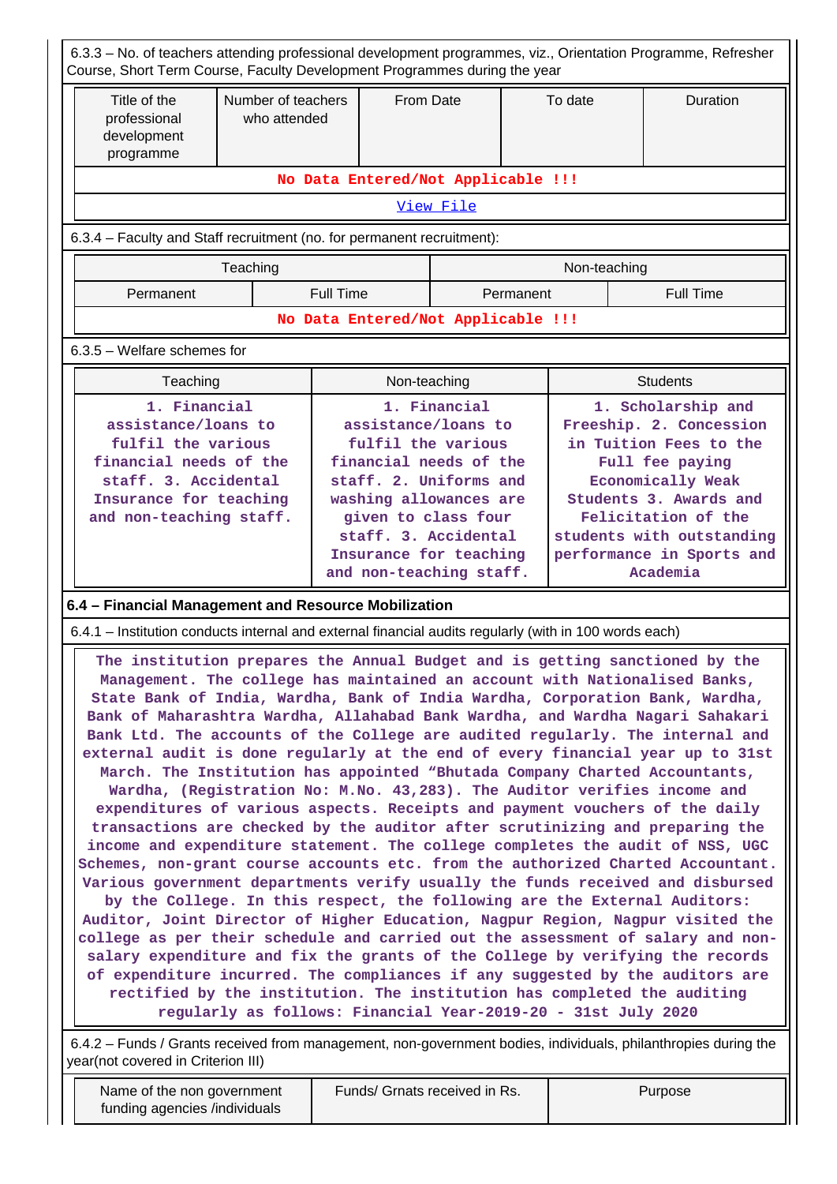6.3.3 – No. of teachers attending professional development programmes, viz., Orientation Programme, Refresher Course, Short Term Course, Faculty Development Programmes during the year

| Title of the professional development programme | Number of teachers who attended | From Date | To date | Duration |
|---|---|---|---|---|
| No Data Entered/Not Applicable !!! | | | | |
| View File | | | | |

6.3.4 – Faculty and Staff recruitment (no. for permanent recruitment):

| Teaching | | Non-teaching | |
|---|---|---|---|
| Permanent | Full Time | Permanent | Full Time |
| No Data Entered/Not Applicable !!! | | | |

6.3.5 – Welfare schemes for

| Teaching | Non-teaching | Students |
|---|---|---|
| 1. Financial assistance/loans to fulfil the various financial needs of the staff. 3. Accidental Insurance for teaching and non-teaching staff. | 1. Financial assistance/loans to fulfil the various financial needs of the staff. 2. Uniforms and washing allowances are given to class four staff. 3. Accidental Insurance for teaching and non-teaching staff. | 1. Scholarship and Freeship. 2. Concession in Tuition Fees to the Full fee paying Economically Weak Students 3. Awards and Felicitation of the students with outstanding performance in Sports and Academia |

**6.4 – Financial Management and Resource Mobilization**

6.4.1 – Institution conducts internal and external financial audits regularly (with in 100 words each)

The institution prepares the Annual Budget and is getting sanctioned by the Management. The college has maintained an account with Nationalised Banks, State Bank of India, Wardha, Bank of India Wardha, Corporation Bank, Wardha, Bank of Maharashtra Wardha, Allahabad Bank Wardha, and Wardha Nagari Sahakari Bank Ltd. The accounts of the College are audited regularly. The internal and external audit is done regularly at the end of every financial year up to 31st March. The Institution has appointed "Bhutada Company Charted Accountants, Wardha, (Registration No: M.No. 43,283). The Auditor verifies income and expenditures of various aspects. Receipts and payment vouchers of the daily transactions are checked by the auditor after scrutinizing and preparing the income and expenditure statement. The college completes the audit of NSS, UGC Schemes, non-grant course accounts etc. from the authorized Charted Accountant. Various government departments verify usually the funds received and disbursed by the College. In this respect, the following are the External Auditors: Auditor, Joint Director of Higher Education, Nagpur Region, Nagpur visited the college as per their schedule and carried out the assessment of salary and non-salary expenditure and fix the grants of the College by verifying the records of expenditure incurred. The compliances if any suggested by the auditors are rectified by the institution. The institution has completed the auditing regularly as follows: Financial Year-2019-20 - 31st July 2020

6.4.2 – Funds / Grants received from management, non-government bodies, individuals, philanthropies during the year(not covered in Criterion III)

| Name of the non government funding agencies /individuals | Funds/ Grnats received in Rs. | Purpose |
|---|---|---|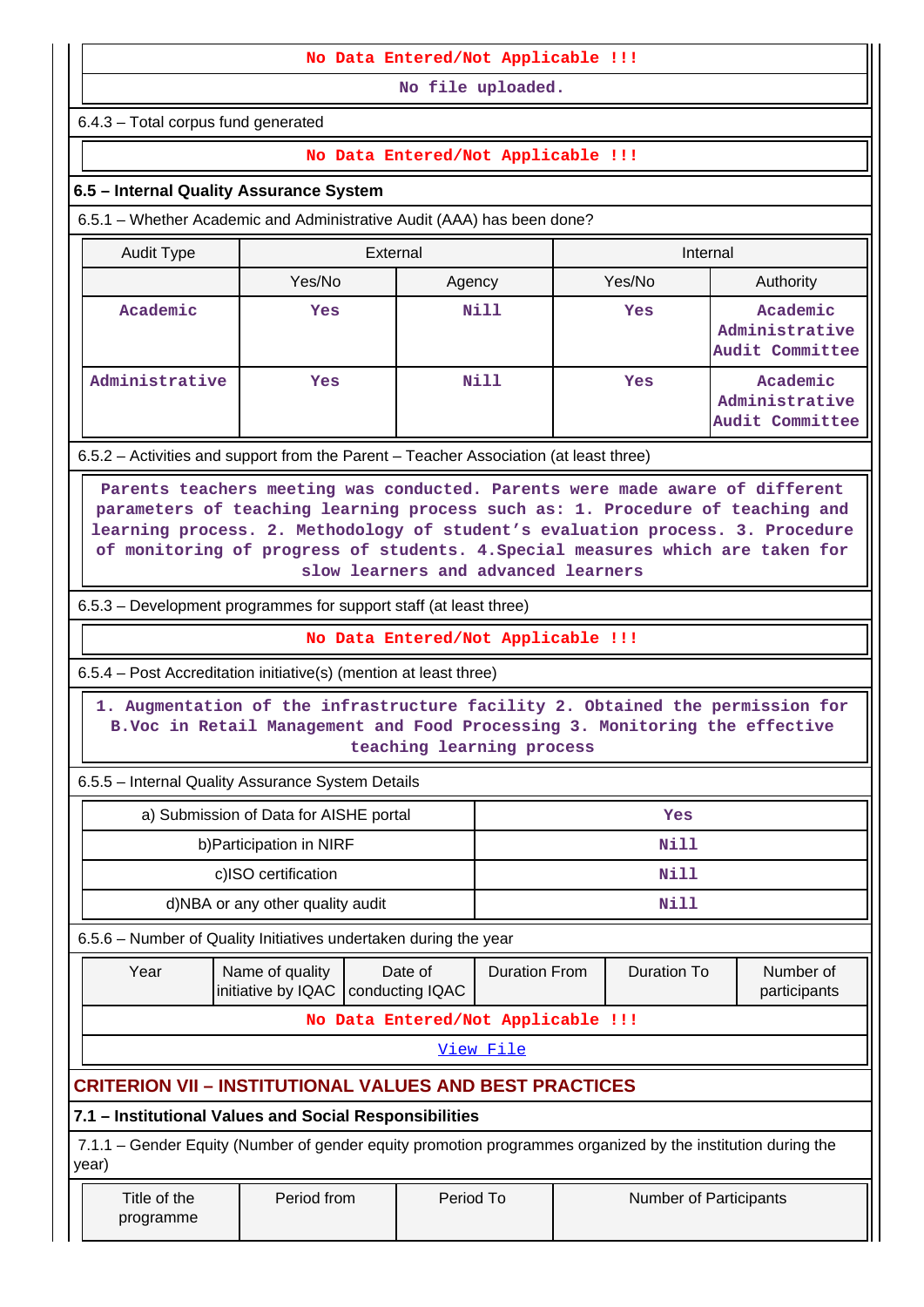No Data Entered/Not Applicable !!!

No file uploaded.

6.4.3 – Total corpus fund generated

No Data Entered/Not Applicable !!!

### 6.5 – Internal Quality Assurance System

6.5.1 – Whether Academic and Administrative Audit (AAA) has been done?

| Audit Type | External | | Internal | |
|---|---|---|---|---|
| | Yes/No | Agency | Yes/No | Authority |
| Academic | Yes | Nill | Yes | Academic Administrative Audit Committee |
| Administrative | Yes | Nill | Yes | Academic Administrative Audit Committee |

6.5.2 – Activities and support from the Parent – Teacher Association (at least three)

Parents teachers meeting was conducted. Parents were made aware of different parameters of teaching learning process such as: 1. Procedure of teaching and learning process. 2. Methodology of student's evaluation process. 3. Procedure of monitoring of progress of students. 4.Special measures which are taken for slow learners and advanced learners

6.5.3 – Development programmes for support staff (at least three)

No Data Entered/Not Applicable !!!

6.5.4 – Post Accreditation initiative(s) (mention at least three)

1. Augmentation of the infrastructure facility 2. Obtained the permission for B.Voc in Retail Management and Food Processing 3. Monitoring the effective teaching learning process

6.5.5 – Internal Quality Assurance System Details

| | |
|---|---|
| a) Submission of Data for AISHE portal | Yes |
| b)Participation in NIRF | Nill |
| c)ISO certification | Nill |
| d)NBA or any other quality audit | Nill |

6.5.6 – Number of Quality Initiatives undertaken during the year

| Year | Name of quality initiative by IQAC | Date of conducting IQAC | Duration From | Duration To | Number of participants |
|---|---|---|---|---|---|
| No Data Entered/Not Applicable !!! | | | | | |

View File

## CRITERION VII – INSTITUTIONAL VALUES AND BEST PRACTICES

### 7.1 – Institutional Values and Social Responsibilities

7.1.1 – Gender Equity (Number of gender equity promotion programmes organized by the institution during the year)

| Title of the programme | Period from | Period To | Number of Participants |
|---|---|---|---|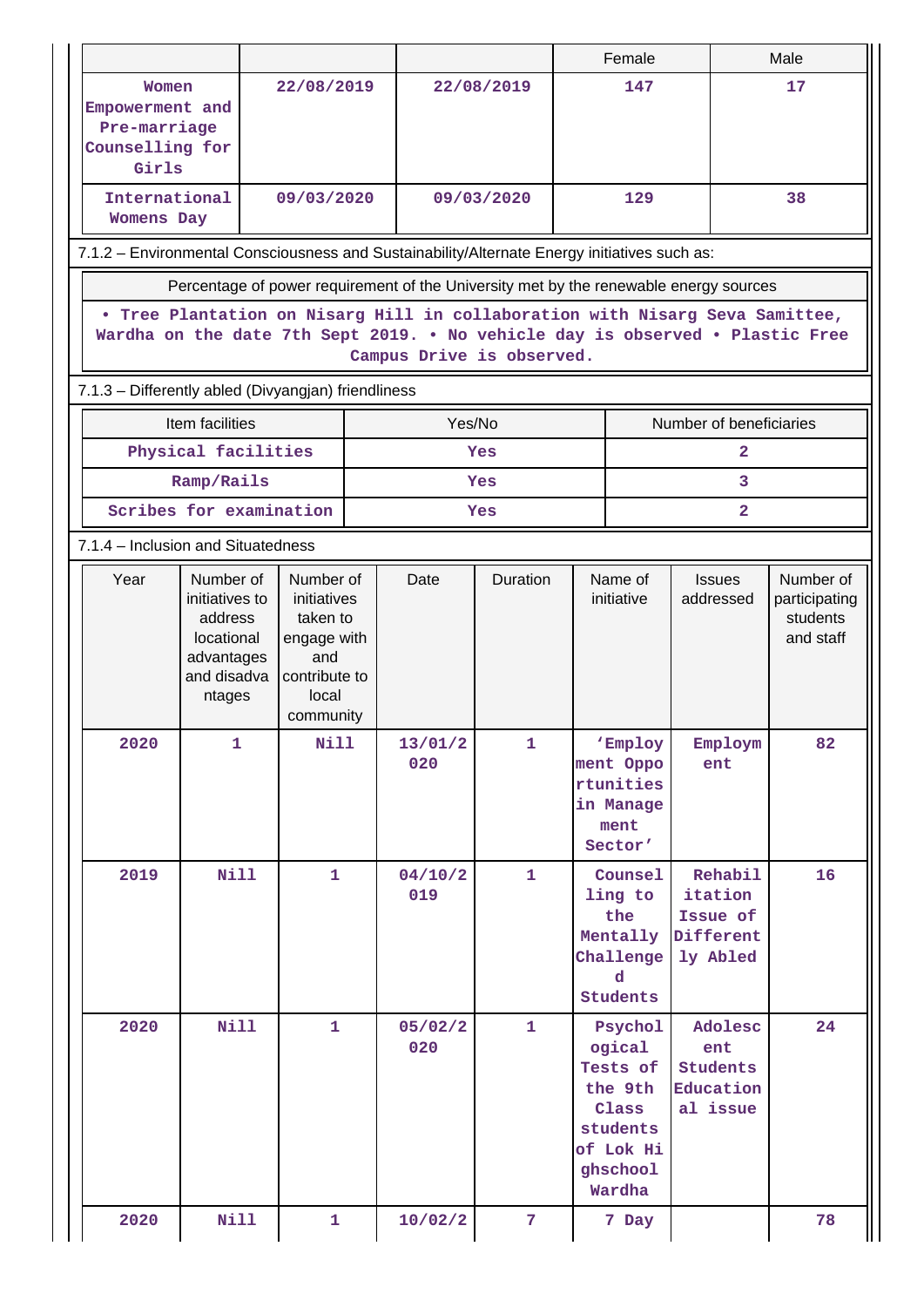| | | | Female | Male |
|---|---|---|---|---|
| Women Empowerment and Pre-marriage Counselling for Girls | 22/08/2019 | 22/08/2019 | 147 | 17 |
| International Womens Day | 09/03/2020 | 09/03/2020 | 129 | 38 |

7.1.2 – Environmental Consciousness and Sustainability/Alternate Energy initiatives such as:

| Percentage of power requirement of the University met by the renewable energy sources |
|---|
| • Tree Plantation on Nisarg Hill in collaboration with Nisarg Seva Samittee, Wardha on the date 7th Sept 2019. • No vehicle day is observed • Plastic Free Campus Drive is observed. |

7.1.3 – Differently abled (Divyangjan) friendliness

| Item facilities | Yes/No | Number of beneficiaries |
|---|---|---|
| Physical facilities | Yes | 2 |
| Ramp/Rails | Yes | 3 |
| Scribes for examination | Yes | 2 |

7.1.4 – Inclusion and Situatedness

| Year | Number of initiatives to address locational advantages and disadvantages | Number of initiatives taken to engage with and contribute to local community | Date | Duration | Name of initiative | Issues addressed | Number of participating students and staff |
|---|---|---|---|---|---|---|---|
| 2020 | 1 | Nill | 13/01/2020 | 1 | 'Employment Opportunities in Management Sector' | Employment | 82 |
| 2019 | Nill | 1 | 04/10/2019 | 1 | Counselling to the Mentally Challenged Students | Rehabilitation Issue of Differently Abled | 16 |
| 2020 | Nill | 1 | 05/02/2020 | 1 | Psychological Tests of the 9th Class students of Lok Highschool Wardha | Adolescent Students Educational issue | 24 |
| 2020 | Nill | 1 | 10/02/2 | 7 | 7 Day | | 78 |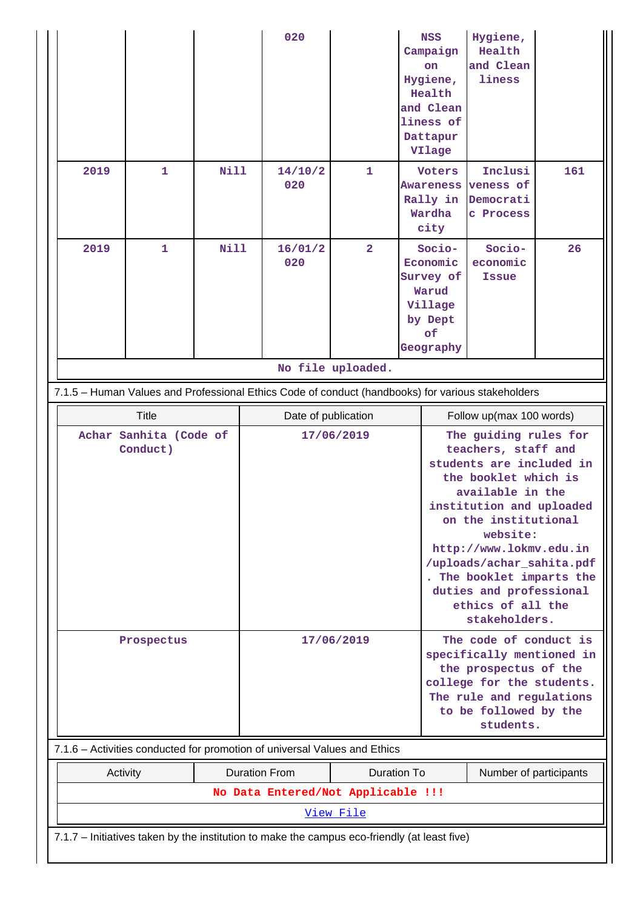| | | | 020 | | NSS Campaign on Hygiene, Health and Cleanliness of Dattapur VIlage | Hygiene, Health and Cleanliness | |
|---|---|---|---|---|---|---|---|
| 2019 | 1 | Nill | 14/10/2020 | 1 | Voters Awareness Rally in Wardha city | Inclusiveness of Democratic Process | 161 |
| 2019 | 1 | Nill | 16/01/2020 | 2 | Socio-Economic Survey of Warud Village by Dept of Geography | Socio-economic Issue | 26 |

No file uploaded.

7.1.5 – Human Values and Professional Ethics Code of conduct (handbooks) for various stakeholders

| Title | Date of publication | Follow up(max 100 words) |
|---|---|---|
| Achar Sanhita (Code of Conduct) | 17/06/2019 | The guiding rules for teachers, staff and students are included in the booklet which is available in the institution and uploaded on the institutional website: http://www.lokmv.edu.in/uploads/achar_sahita.pdf. The booklet imparts the duties and professional ethics of all the stakeholders. |
| Prospectus | 17/06/2019 | The code of conduct is specifically mentioned in the prospectus of the college for the students. The rule and regulations to be followed by the students. |

7.1.6 – Activities conducted for promotion of universal Values and Ethics

| Activity | Duration From | Duration To | Number of participants |
|---|---|---|---|
| No Data Entered/Not Applicable !!! | | | |

View File

7.1.7 – Initiatives taken by the institution to make the campus eco-friendly (at least five)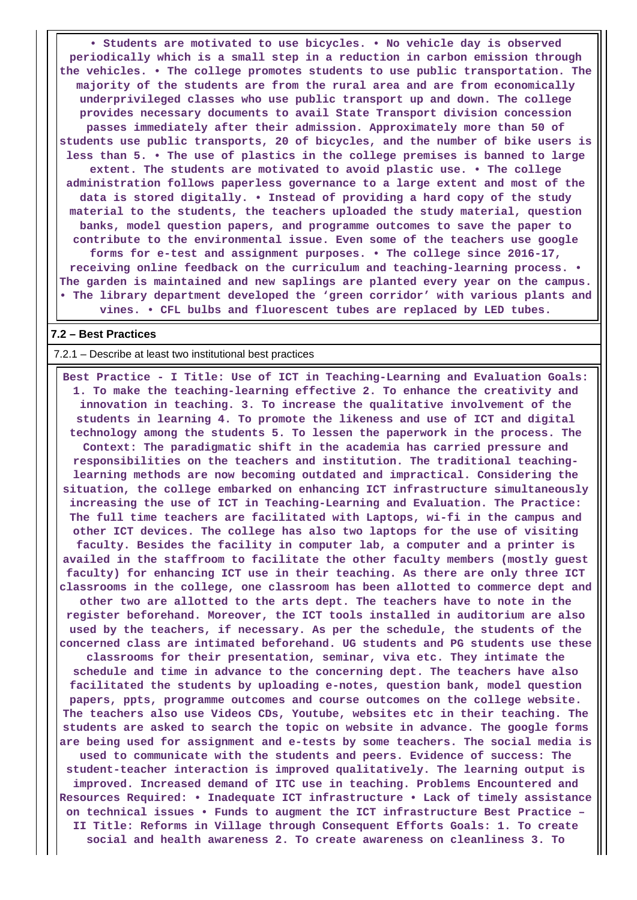• Students are motivated to use bicycles. • No vehicle day is observed periodically which is a small step in a reduction in carbon emission through the vehicles. • The college promotes students to use public transportation. The majority of the students are from the rural area and are from economically underprivileged classes who use public transport up and down. The college provides necessary documents to avail State Transport division concession passes immediately after their admission. Approximately more than 50 of students use public transports, 20 of bicycles, and the number of bike users is less than 5. • The use of plastics in the college premises is banned to large extent. The students are motivated to avoid plastic use. • The college administration follows paperless governance to a large extent and most of the data is stored digitally. • Instead of providing a hard copy of the study material to the students, the teachers uploaded the study material, question banks, model question papers, and programme outcomes to save the paper to contribute to the environmental issue. Even some of the teachers use google forms for e-test and assignment purposes. • The college since 2016-17, receiving online feedback on the curriculum and teaching-learning process. • The garden is maintained and new saplings are planted every year on the campus. • The library department developed the 'green corridor' with various plants and vines. • CFL bulbs and fluorescent tubes are replaced by LED tubes.

**7.2 – Best Practices**

7.2.1 – Describe at least two institutional best practices

Best Practice - I Title: Use of ICT in Teaching-Learning and Evaluation Goals: 1. To make the teaching-learning effective 2. To enhance the creativity and innovation in teaching. 3. To increase the qualitative involvement of the students in learning 4. To promote the likeness and use of ICT and digital technology among the students 5. To lessen the paperwork in the process. The Context: The paradigmatic shift in the academia has carried pressure and responsibilities on the teachers and institution. The traditional teaching-learning methods are now becoming outdated and impractical. Considering the situation, the college embarked on enhancing ICT infrastructure simultaneously increasing the use of ICT in Teaching-Learning and Evaluation. The Practice: The full time teachers are facilitated with Laptops, wi-fi in the campus and other ICT devices. The college has also two laptops for the use of visiting faculty. Besides the facility in computer lab, a computer and a printer is availed in the staffroom to facilitate the other faculty members (mostly guest faculty) for enhancing ICT use in their teaching. As there are only three ICT classrooms in the college, one classroom has been allotted to commerce dept and other two are allotted to the arts dept. The teachers have to note in the register beforehand. Moreover, the ICT tools installed in auditorium are also used by the teachers, if necessary. As per the schedule, the students of the concerned class are intimated beforehand. UG students and PG students use these classrooms for their presentation, seminar, viva etc. They intimate the schedule and time in advance to the concerning dept. The teachers have also facilitated the students by uploading e-notes, question bank, model question papers, ppts, programme outcomes and course outcomes on the college website. The teachers also use Videos CDs, Youtube, websites etc in their teaching. The students are asked to search the topic on website in advance. The google forms are being used for assignment and e-tests by some teachers. The social media is used to communicate with the students and peers. Evidence of success: The student-teacher interaction is improved qualitatively. The learning output is improved. Increased demand of ITC use in teaching. Problems Encountered and Resources Required: • Inadequate ICT infrastructure • Lack of timely assistance on technical issues • Funds to augment the ICT infrastructure Best Practice – II Title: Reforms in Village through Consequent Efforts Goals: 1. To create social and health awareness 2. To create awareness on cleanliness 3. To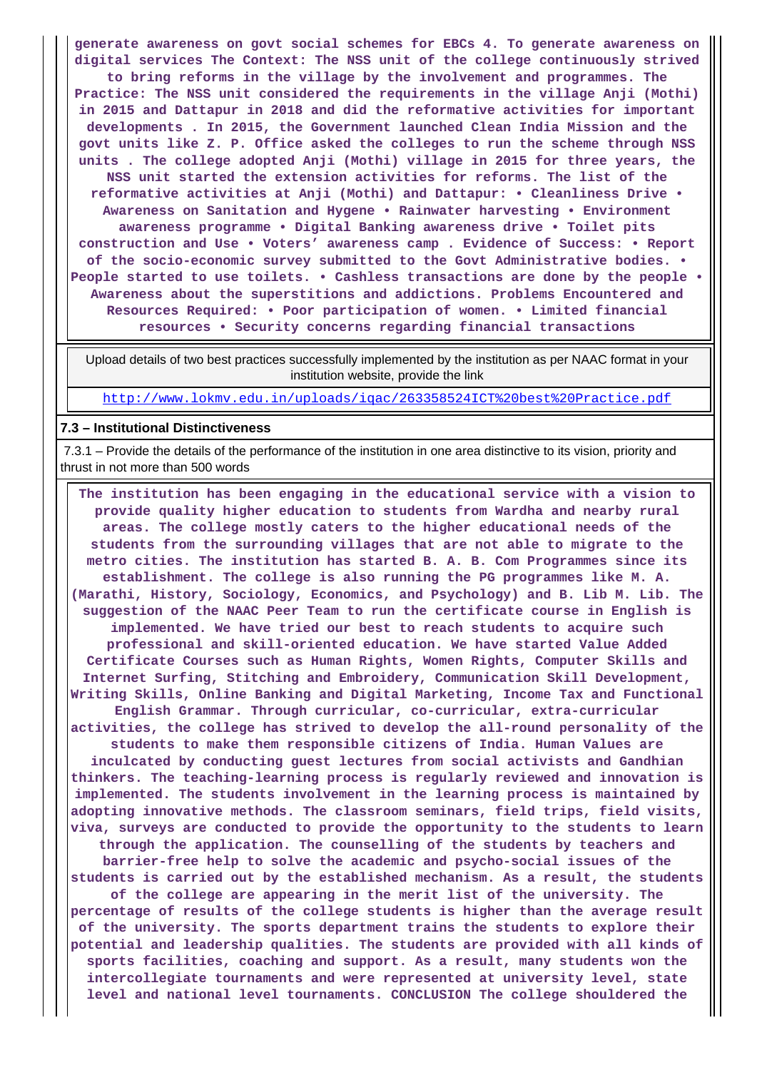**generate awareness on govt social schemes for EBCs 4. To generate awareness on digital services The Context: The NSS unit of the college continuously strived to bring reforms in the village by the involvement and programmes. The Practice: The NSS unit considered the requirements in the village Anji (Mothi) in 2015 and Dattapur in 2018 and did the reformative activities for important developments . In 2015, the Government launched Clean India Mission and the govt units like Z. P. Office asked the colleges to run the scheme through NSS units . The college adopted Anji (Mothi) village in 2015 for three years, the NSS unit started the extension activities for reforms. The list of the reformative activities at Anji (Mothi) and Dattapur: • Cleanliness Drive • Awareness on Sanitation and Hygene • Rainwater harvesting • Environment awareness programme • Digital Banking awareness drive • Toilet pits construction and Use • Voters' awareness camp • Evidence of Success: • Report of the socio-economic survey submitted to the Govt Administrative bodies. • People started to use toilets. • Cashless transactions are done by the people • Awareness about the superstitions and addictions. Problems Encountered and Resources Required: • Poor participation of women. • Limited financial resources • Security concerns regarding financial transactions**

| Upload details of two best practices successfully implemented by the institution as per NAAC format in your institution website, provide the link |
|---|
| http://www.lokmv.edu.in/uploads/iqac/263358524ICT%20best%20Practice.pdf |

**7.3 – Institutional Distinctiveness**

7.3.1 – Provide the details of the performance of the institution in one area distinctive to its vision, priority and thrust in not more than 500 words

**The institution has been engaging in the educational service with a vision to provide quality higher education to students from Wardha and nearby rural areas. The college mostly caters to the higher educational needs of the students from the surrounding villages that are not able to migrate to the metro cities. The institution has started B. A. B. Com Programmes since its establishment. The college is also running the PG programmes like M. A. (Marathi, History, Sociology, Economics, and Psychology) and B. Lib M. Lib. The suggestion of the NAAC Peer Team to run the certificate course in English is implemented. We have tried our best to reach students to acquire such professional and skill-oriented education. We have started Value Added Certificate Courses such as Human Rights, Women Rights, Computer Skills and Internet Surfing, Stitching and Embroidery, Communication Skill Development, Writing Skills, Online Banking and Digital Marketing, Income Tax and Functional English Grammar. Through curricular, co-curricular, extra-curricular activities, the college has strived to develop the all-round personality of the students to make them responsible citizens of India. Human Values are inculcated by conducting guest lectures from social activists and Gandhian thinkers. The teaching-learning process is regularly reviewed and innovation is implemented. The students involvement in the learning process is maintained by adopting innovative methods. The classroom seminars, field trips, field visits, viva, surveys are conducted to provide the opportunity to the students to learn through the application. The counselling of the students by teachers and barrier-free help to solve the academic and psycho-social issues of the students is carried out by the established mechanism. As a result, the students of the college are appearing in the merit list of the university. The percentage of results of the college students is higher than the average result of the university. The sports department trains the students to explore their potential and leadership qualities. The students are provided with all kinds of sports facilities, coaching and support. As a result, many students won the intercollegiate tournaments and were represented at university level, state level and national level tournaments. CONCLUSION The college shouldered the**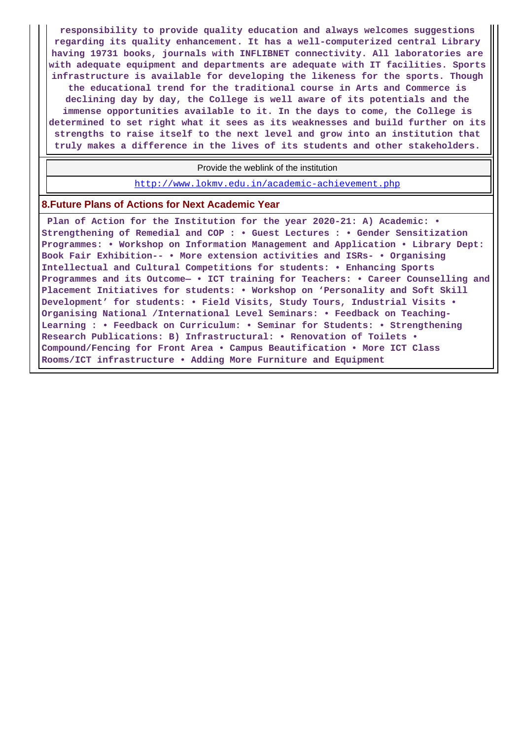responsibility to provide quality education and always welcomes suggestions regarding its quality enhancement. It has a well-computerized central Library having 19731 books, journals with INFLIBNET connectivity. All laboratories are with adequate equipment and departments are adequate with IT facilities. Sports infrastructure is available for developing the likeness for the sports. Though the educational trend for the traditional course in Arts and Commerce is declining day by day, the College is well aware of its potentials and the immense opportunities available to it. In the days to come, the College is determined to set right what it sees as its weaknesses and build further on its strengths to raise itself to the next level and grow into an institution that truly makes a difference in the lives of its students and other stakeholders.

| Provide the weblink of the institution |
| --- |
| http://www.lokmv.edu.in/academic-achievement.php |

## 8.Future Plans of Actions for Next Academic Year

Plan of Action for the Institution for the year 2020-21: A) Academic: • Strengthening of Remedial and COP : • Guest Lectures : • Gender Sensitization Programmes: • Workshop on Information Management and Application • Library Dept: Book Fair Exhibition-- • More extension activities and ISRs- • Organising Intellectual and Cultural Competitions for students: • Enhancing Sports Programmes and its Outcome— • ICT training for Teachers: • Career Counselling and Placement Initiatives for students: • Workshop on 'Personality and Soft Skill Development' for students: • Field Visits, Study Tours, Industrial Visits • Organising National /International Level Seminars: • Feedback on Teaching-Learning : • Feedback on Curriculum: • Seminar for Students: • Strengthening Research Publications: B) Infrastructural: • Renovation of Toilets • Compound/Fencing for Front Area • Campus Beautification • More ICT Class Rooms/ICT infrastructure • Adding More Furniture and Equipment